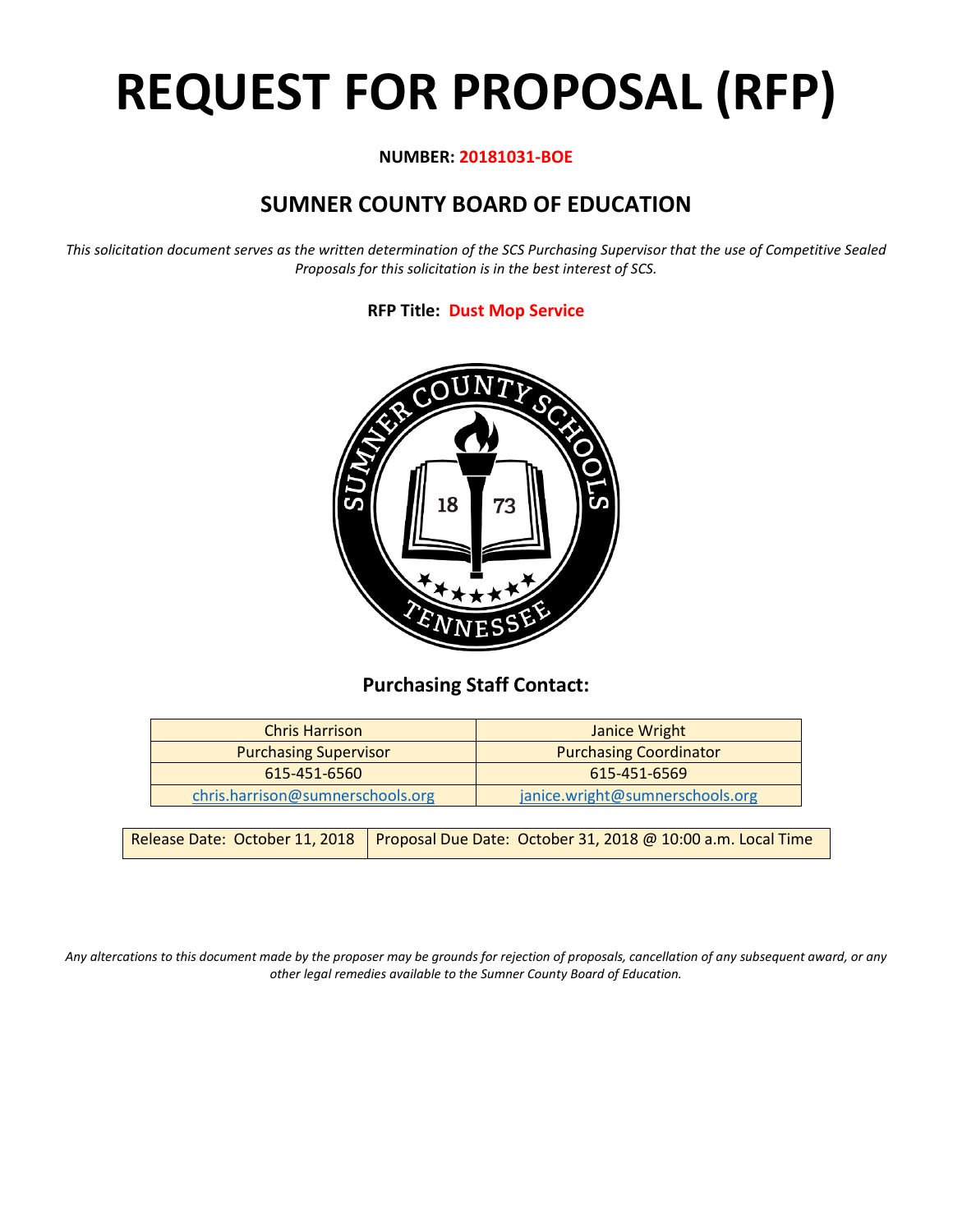# REQUEST FOR PROPOSAL (RFP)

**NUMBER: 20181031-BOE**

## SUMNER COUNTY BOARD OF EDUCATION

*This solicitation document serves as the written determination of the SCS Purchasing Supervisor that the use of Competitive Sealed Proposals for this solicitation is in the best interest of SCS.*

**RFP Title: Dust Mop Service**

### Purchasing Staff Contact:

| Chris Harrison | Janice Wright |
|---|---|
| Purchasing Supervisor | Purchasing Coordinator |
| 615-451-6560 | 615-451-6569 |
| chris.harrison@sumnerschools.org | janice.wright@sumnerschools.org |

| Release Date: October 11, 2018 | Proposal Due Date: October 31, 2018 @ 10:00 a.m. Local Time |
|---|---|

*Any altercations to this document made by the proposer may be grounds for rejection of proposals, cancellation of any subsequent award, or any other legal remedies available to the Sumner County Board of Education.*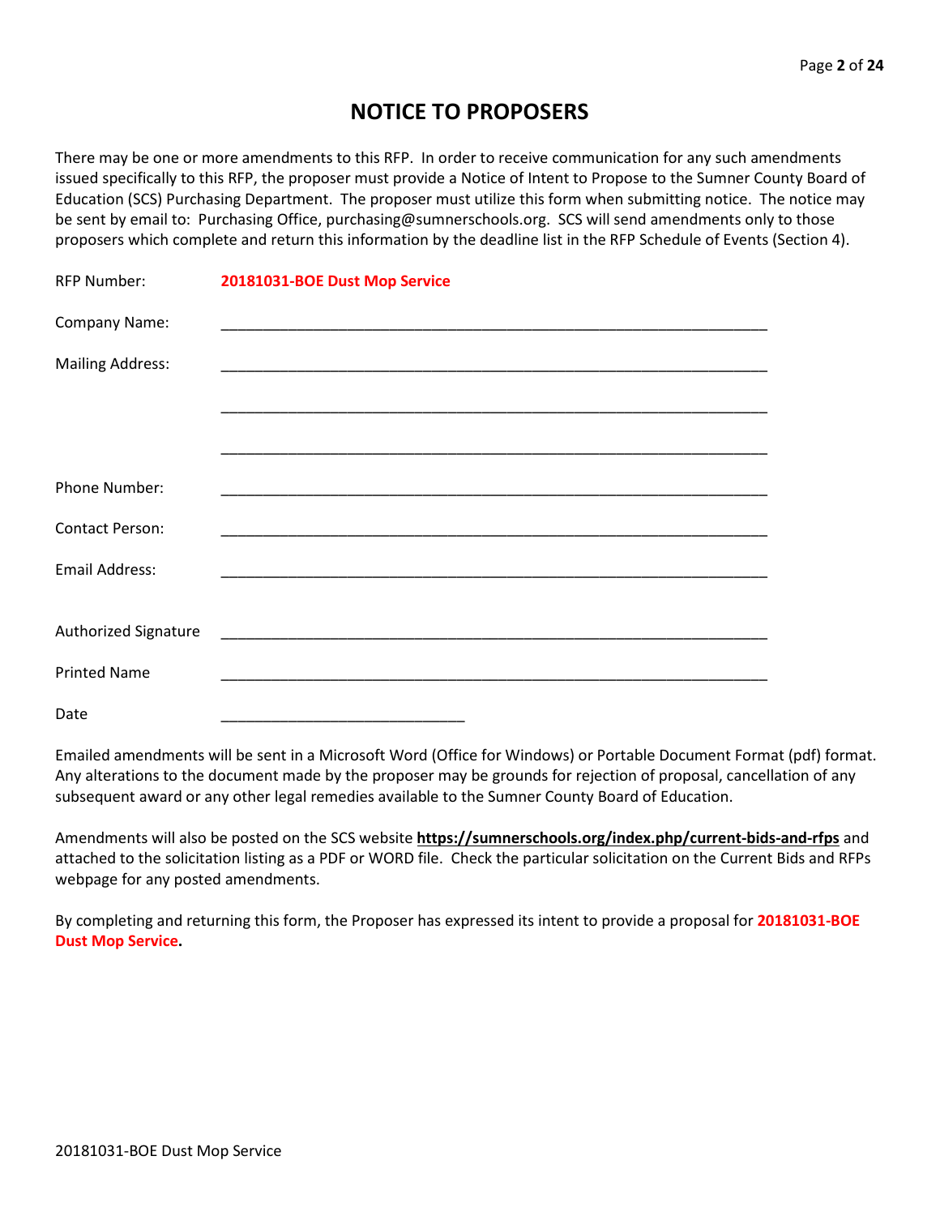# NOTICE TO PROPOSERS

There may be one or more amendments to this RFP. In order to receive communication for any such amendments issued specifically to this RFP, the proposer must provide a Notice of Intent to Propose to the Sumner County Board of Education (SCS) Purchasing Department. The proposer must utilize this form when submitting notice. The notice may be sent by email to: Purchasing Office, purchasing@sumnerschools.org. SCS will send amendments only to those proposers which complete and return this information by the deadline list in the RFP Schedule of Events (Section 4).

RFP Number: **20181031-BOE Dust Mop Service**

Company Name: ___________________________________________________________________

Mailing Address: ___________________________________________________________________

___________________________________________________________________

___________________________________________________________________

Phone Number: ___________________________________________________________________

Contact Person: ___________________________________________________________________

Email Address: ___________________________________________________________________

Authorized Signature ___________________________________________________________________

Printed Name ___________________________________________________________________

Date ______________________________

Emailed amendments will be sent in a Microsoft Word (Office for Windows) or Portable Document Format (pdf) format. Any alterations to the document made by the proposer may be grounds for rejection of proposal, cancellation of any subsequent award or any other legal remedies available to the Sumner County Board of Education.

Amendments will also be posted on the SCS website **https://sumnerschools.org/index.php/current-bids-and-rfps** and attached to the solicitation listing as a PDF or WORD file. Check the particular solicitation on the Current Bids and RFPs webpage for any posted amendments.

By completing and returning this form, the Proposer has expressed its intent to provide a proposal for **20181031-BOE Dust Mop Service.**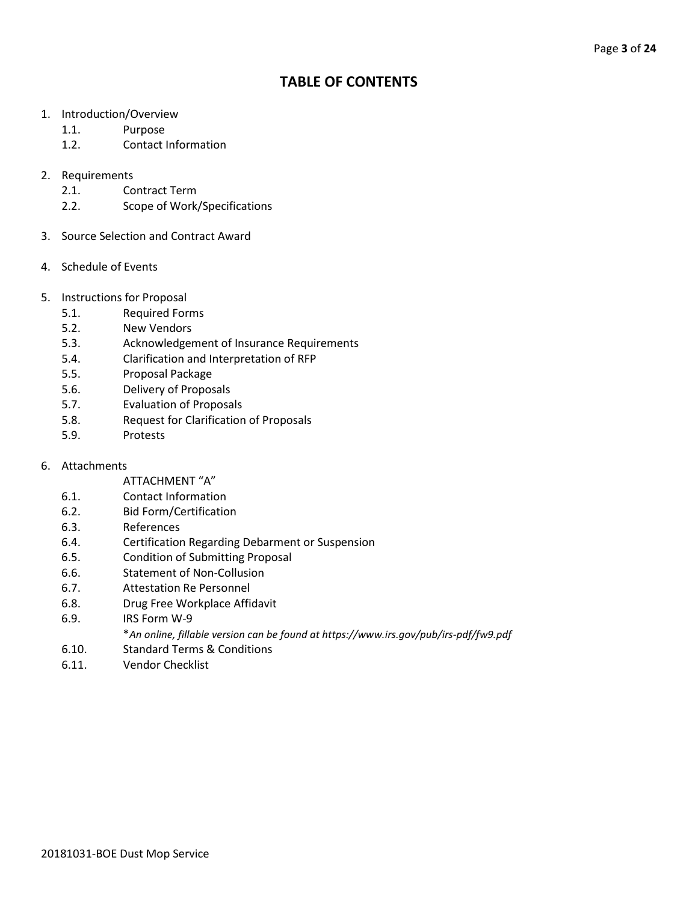# TABLE OF CONTENTS

1. Introduction/Overview
   - 1.1. Purpose
   - 1.2. Contact Information

2. Requirements
   - 2.1. Contract Term
   - 2.2. Scope of Work/Specifications

3. Source Selection and Contract Award

4. Schedule of Events

5. Instructions for Proposal
   - 5.1. Required Forms
   - 5.2. New Vendors
   - 5.3. Acknowledgement of Insurance Requirements
   - 5.4. Clarification and Interpretation of RFP
   - 5.5. Proposal Package
   - 5.6. Delivery of Proposals
   - 5.7. Evaluation of Proposals
   - 5.8. Request for Clarification of Proposals
   - 5.9. Protests

6. Attachments
   - ATTACHMENT "A"
   - 6.1. Contact Information
   - 6.2. Bid Form/Certification
   - 6.3. References
   - 6.4. Certification Regarding Debarment or Suspension
   - 6.5. Condition of Submitting Proposal
   - 6.6. Statement of Non-Collusion
   - 6.7. Attestation Re Personnel
   - 6.8. Drug Free Workplace Affidavit
   - 6.9. IRS Form W-9
     - **An online, fillable version can be found at https://www.irs.gov/pub/irs-pdf/fw9.pdf*
   - 6.10. Standard Terms & Conditions
   - 6.11. Vendor Checklist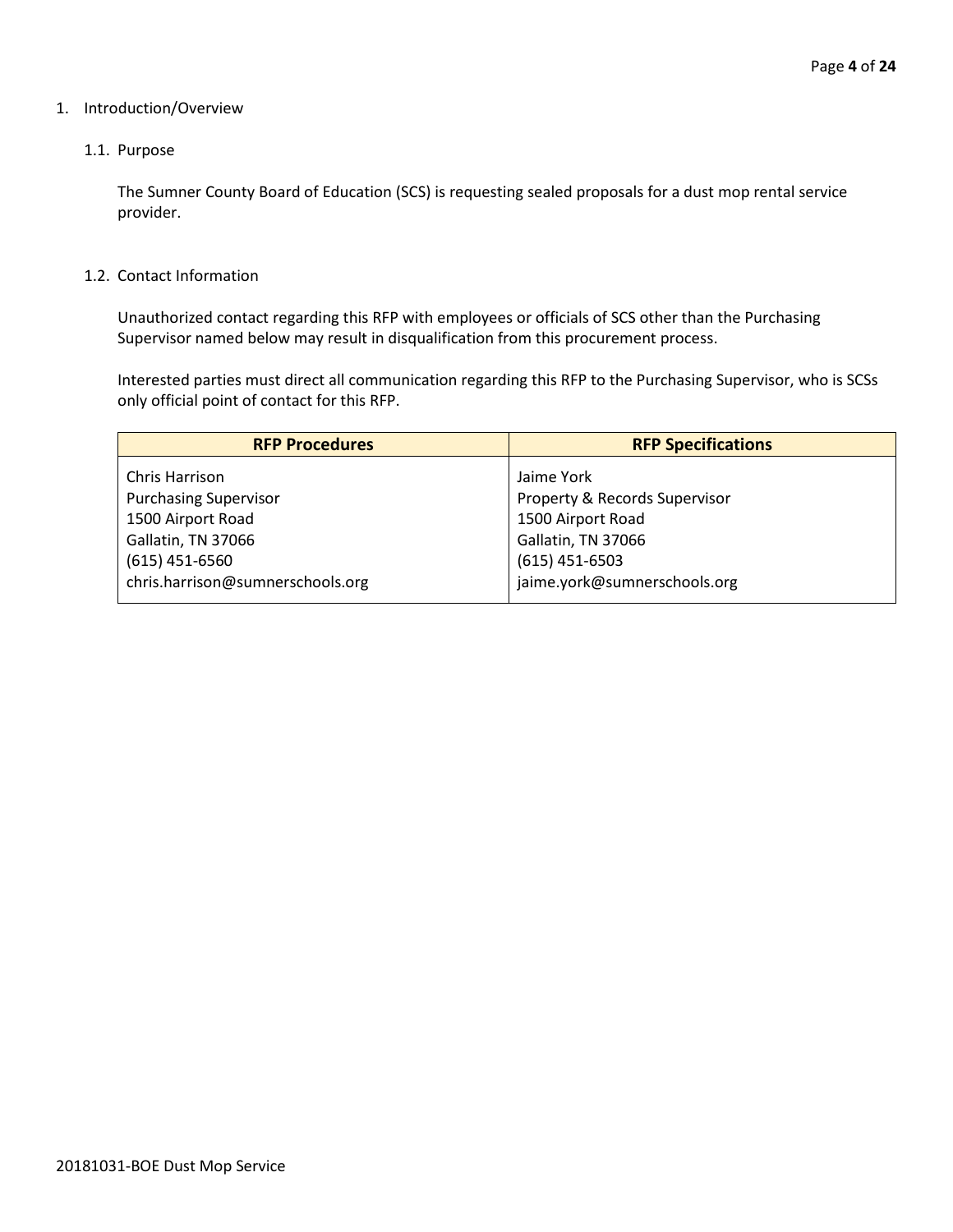# 1. Introduction/Overview

## 1.1. Purpose

The Sumner County Board of Education (SCS) is requesting sealed proposals for a dust mop rental service provider.

## 1.2. Contact Information

Unauthorized contact regarding this RFP with employees or officials of SCS other than the Purchasing Supervisor named below may result in disqualification from this procurement process.

Interested parties must direct all communication regarding this RFP to the Purchasing Supervisor, who is SCSs only official point of contact for this RFP.

| RFP Procedures | RFP Specifications |
| --- | --- |
| Chris Harrison<br>Purchasing Supervisor<br>1500 Airport Road<br>Gallatin, TN 37066<br>(615) 451-6560<br>chris.harrison@sumnerschools.org | Jaime York<br>Property & Records Supervisor<br>1500 Airport Road<br>Gallatin, TN 37066<br>(615) 451-6503<br>jaime.york@sumnerschools.org |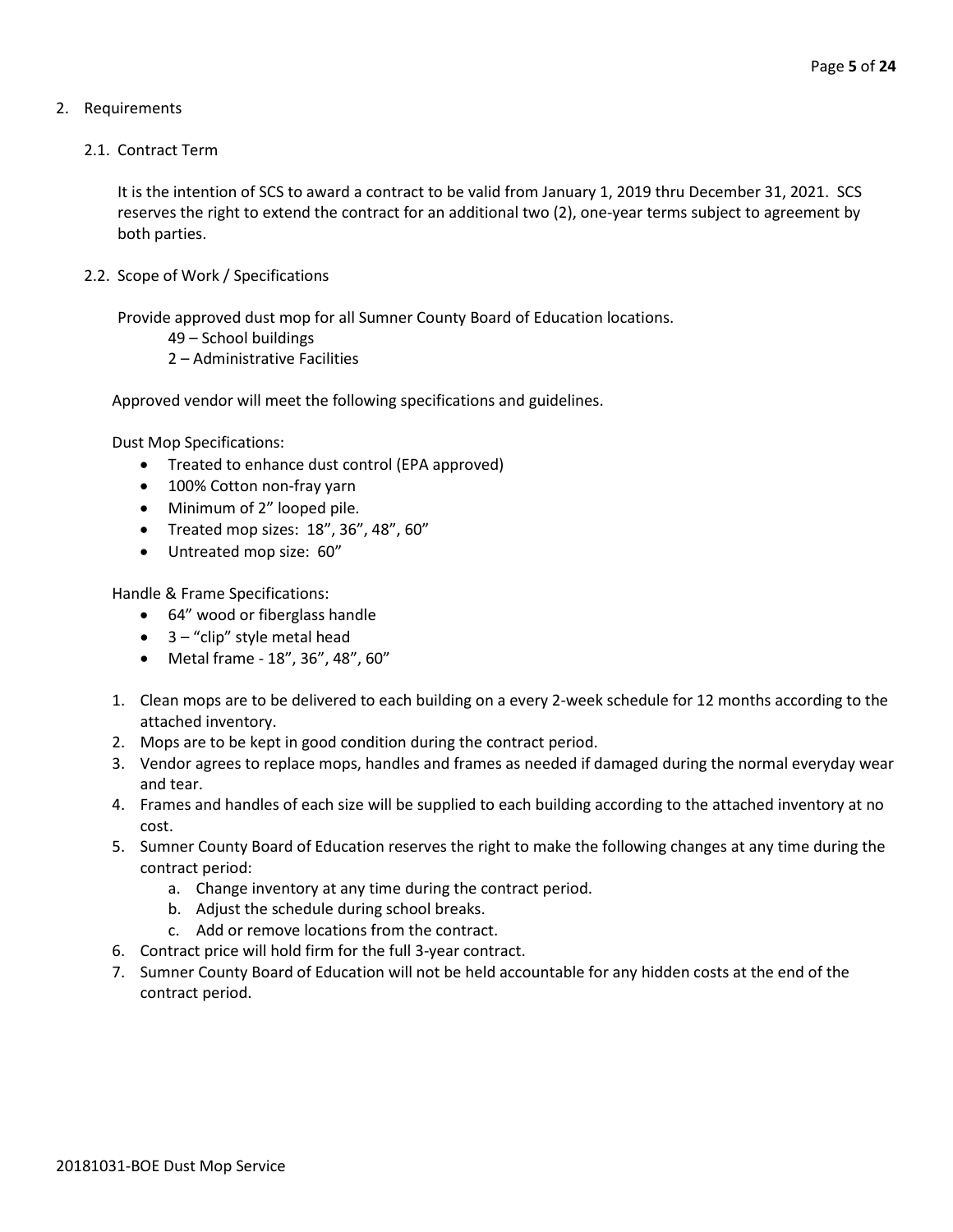## 2. Requirements

### 2.1. Contract Term

It is the intention of SCS to award a contract to be valid from January 1, 2019 thru December 31, 2021. SCS reserves the right to extend the contract for an additional two (2), one-year terms subject to agreement by both parties.

### 2.2. Scope of Work / Specifications

Provide approved dust mop for all Sumner County Board of Education locations.

49 – School buildings
2 – Administrative Facilities

Approved vendor will meet the following specifications and guidelines.

Dust Mop Specifications:

- Treated to enhance dust control (EPA approved)
- 100% Cotton non-fray yarn
- Minimum of 2" looped pile.
- Treated mop sizes: 18", 36", 48", 60"
- Untreated mop size: 60"

Handle & Frame Specifications:

- 64" wood or fiberglass handle
- 3 – "clip" style metal head
- Metal frame - 18", 36", 48", 60"

1. Clean mops are to be delivered to each building on a every 2-week schedule for 12 months according to the attached inventory.
2. Mops are to be kept in good condition during the contract period.
3. Vendor agrees to replace mops, handles and frames as needed if damaged during the normal everyday wear and tear.
4. Frames and handles of each size will be supplied to each building according to the attached inventory at no cost.
5. Sumner County Board of Education reserves the right to make the following changes at any time during the contract period:
    a. Change inventory at any time during the contract period.
    b. Adjust the schedule during school breaks.
    c. Add or remove locations from the contract.
6. Contract price will hold firm for the full 3-year contract.
7. Sumner County Board of Education will not be held accountable for any hidden costs at the end of the contract period.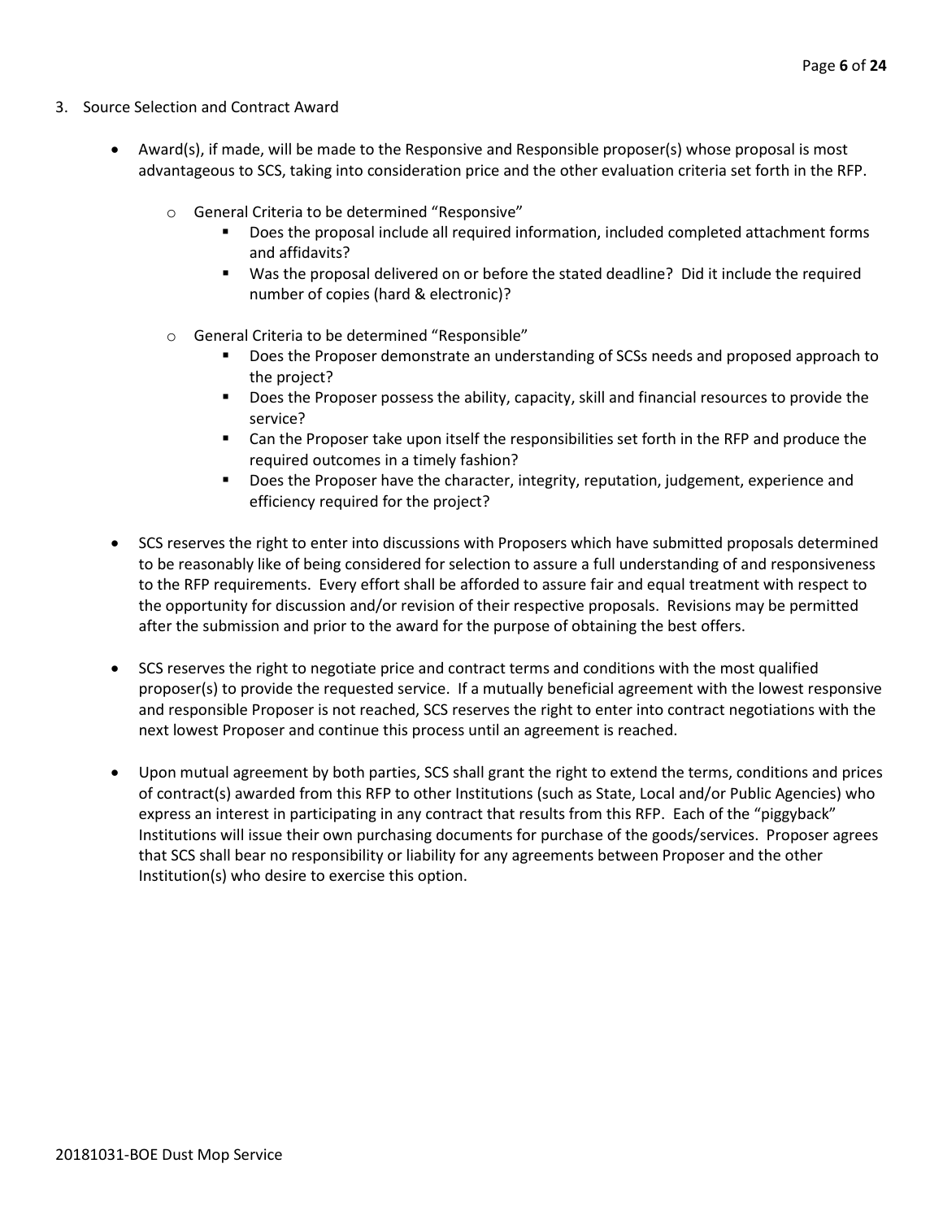3. Source Selection and Contract Award

- Award(s), if made, will be made to the Responsive and Responsible proposer(s) whose proposal is most advantageous to SCS, taking into consideration price and the other evaluation criteria set forth in the RFP.
    - General Criteria to be determined "Responsive"
        - Does the proposal include all required information, included completed attachment forms and affidavits?
        - Was the proposal delivered on or before the stated deadline? Did it include the required number of copies (hard & electronic)?
    - General Criteria to be determined "Responsible"
        - Does the Proposer demonstrate an understanding of SCSs needs and proposed approach to the project?
        - Does the Proposer possess the ability, capacity, skill and financial resources to provide the service?
        - Can the Proposer take upon itself the responsibilities set forth in the RFP and produce the required outcomes in a timely fashion?
        - Does the Proposer have the character, integrity, reputation, judgement, experience and efficiency required for the project?

- SCS reserves the right to enter into discussions with Proposers which have submitted proposals determined to be reasonably like of being considered for selection to assure a full understanding of and responsiveness to the RFP requirements. Every effort shall be afforded to assure fair and equal treatment with respect to the opportunity for discussion and/or revision of their respective proposals. Revisions may be permitted after the submission and prior to the award for the purpose of obtaining the best offers.

- SCS reserves the right to negotiate price and contract terms and conditions with the most qualified proposer(s) to provide the requested service. If a mutually beneficial agreement with the lowest responsive and responsible Proposer is not reached, SCS reserves the right to enter into contract negotiations with the next lowest Proposer and continue this process until an agreement is reached.

- Upon mutual agreement by both parties, SCS shall grant the right to extend the terms, conditions and prices of contract(s) awarded from this RFP to other Institutions (such as State, Local and/or Public Agencies) who express an interest in participating in any contract that results from this RFP. Each of the "piggyback" Institutions will issue their own purchasing documents for purchase of the goods/services. Proposer agrees that SCS shall bear no responsibility or liability for any agreements between Proposer and the other Institution(s) who desire to exercise this option.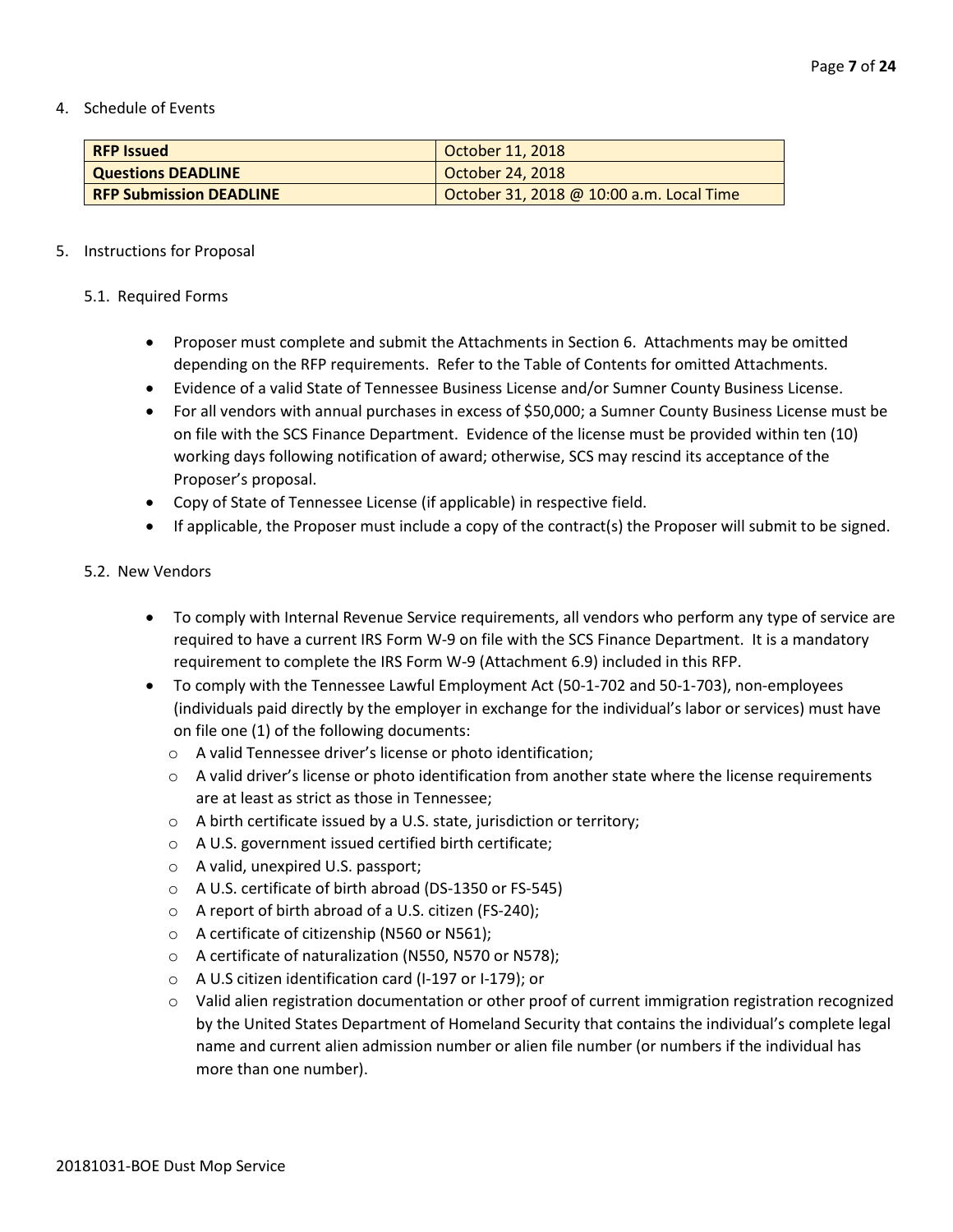4. Schedule of Events

| **RFP Issued** | October 11, 2018 |
|---|---|
| **Questions DEADLINE** | October 24, 2018 |
| **RFP Submission DEADLINE** | October 31, 2018 @ 10:00 a.m. Local Time |

5. Instructions for Proposal

   5.1. Required Forms

   - Proposer must complete and submit the Attachments in Section 6. Attachments may be omitted depending on the RFP requirements. Refer to the Table of Contents for omitted Attachments.
   - Evidence of a valid State of Tennessee Business License and/or Sumner County Business License.
   - For all vendors with annual purchases in excess of $50,000; a Sumner County Business License must be on file with the SCS Finance Department. Evidence of the license must be provided within ten (10) working days following notification of award; otherwise, SCS may rescind its acceptance of the Proposer's proposal.
   - Copy of State of Tennessee License (if applicable) in respective field.
   - If applicable, the Proposer must include a copy of the contract(s) the Proposer will submit to be signed.

   5.2. New Vendors

   - To comply with Internal Revenue Service requirements, all vendors who perform any type of service are required to have a current IRS Form W-9 on file with the SCS Finance Department. It is a mandatory requirement to complete the IRS Form W-9 (Attachment 6.9) included in this RFP.
   - To comply with the Tennessee Lawful Employment Act (50-1-702 and 50-1-703), non-employees (individuals paid directly by the employer in exchange for the individual's labor or services) must have on file one (1) of the following documents:
     - A valid Tennessee driver's license or photo identification;
     - A valid driver's license or photo identification from another state where the license requirements are at least as strict as those in Tennessee;
     - A birth certificate issued by a U.S. state, jurisdiction or territory;
     - A U.S. government issued certified birth certificate;
     - A valid, unexpired U.S. passport;
     - A U.S. certificate of birth abroad (DS-1350 or FS-545)
     - A report of birth abroad of a U.S. citizen (FS-240);
     - A certificate of citizenship (N560 or N561);
     - A certificate of naturalization (N550, N570 or N578);
     - A U.S citizen identification card (I-197 or I-179); or
     - Valid alien registration documentation or other proof of current immigration registration recognized by the United States Department of Homeland Security that contains the individual's complete legal name and current alien admission number or alien file number (or numbers if the individual has more than one number).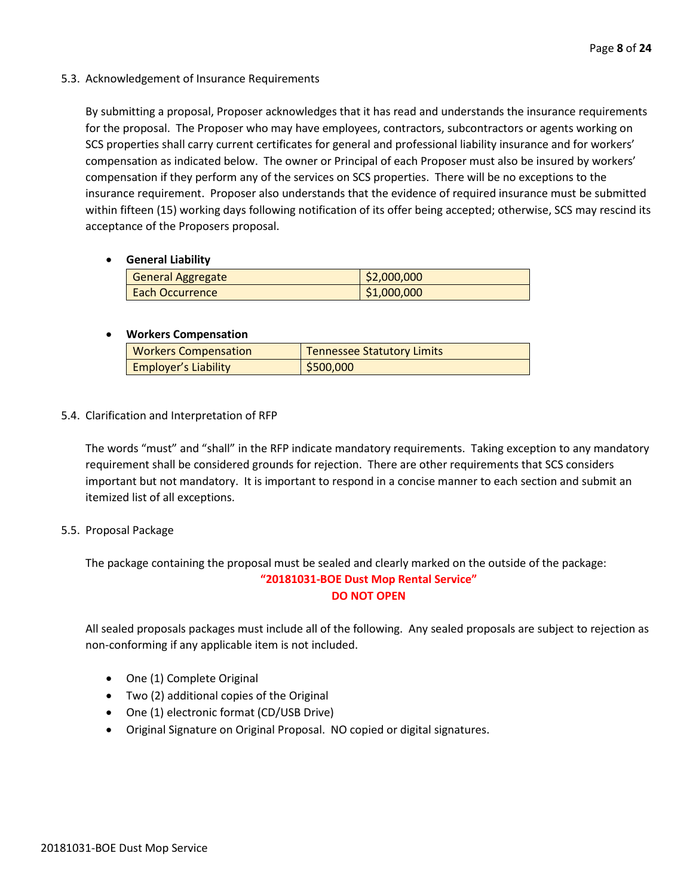### 5.3. Acknowledgement of Insurance Requirements

By submitting a proposal, Proposer acknowledges that it has read and understands the insurance requirements for the proposal. The Proposer who may have employees, contractors, subcontractors or agents working on SCS properties shall carry current certificates for general and professional liability insurance and for workers' compensation as indicated below. The owner or Principal of each Proposer must also be insured by workers' compensation if they perform any of the services on SCS properties. There will be no exceptions to the insurance requirement. Proposer also understands that the evidence of required insurance must be submitted within fifteen (15) working days following notification of its offer being accepted; otherwise, SCS may rescind its acceptance of the Proposers proposal.

- **General Liability**

| General Aggregate | $2,000,000 |
|---|---|
| Each Occurrence | $1,000,000 |

- **Workers Compensation**

| Workers Compensation | Tennessee Statutory Limits |
|---|---|
| Employer's Liability | $500,000 |

### 5.4. Clarification and Interpretation of RFP

The words "must" and "shall" in the RFP indicate mandatory requirements. Taking exception to any mandatory requirement shall be considered grounds for rejection. There are other requirements that SCS considers important but not mandatory. It is important to respond in a concise manner to each section and submit an itemized list of all exceptions.

### 5.5. Proposal Package

The package containing the proposal must be sealed and clearly marked on the outside of the package:

**"20181031-BOE Dust Mop Rental Service"**
**DO NOT OPEN**

All sealed proposals packages must include all of the following. Any sealed proposals are subject to rejection as non-conforming if any applicable item is not included.

- One (1) Complete Original
- Two (2) additional copies of the Original
- One (1) electronic format (CD/USB Drive)
- Original Signature on Original Proposal. NO copied or digital signatures.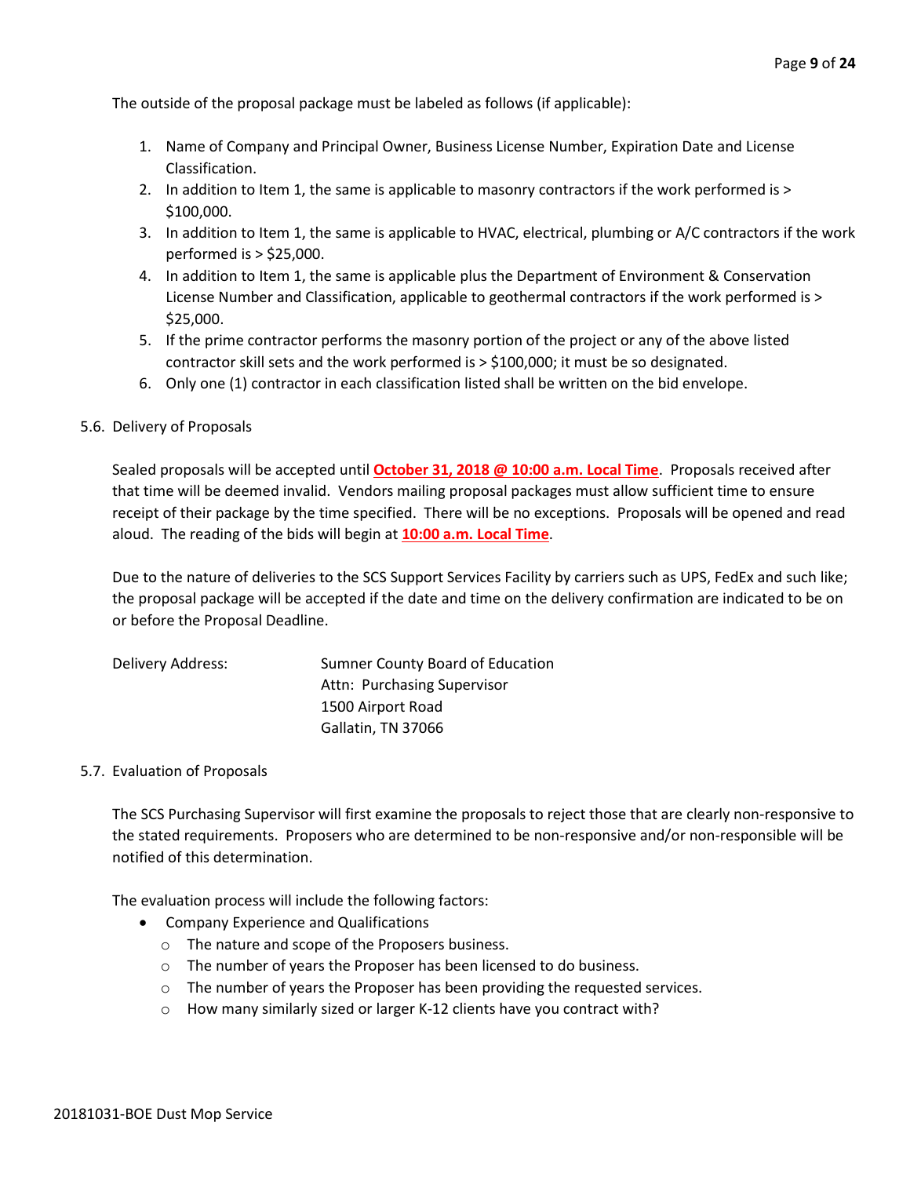The outside of the proposal package must be labeled as follows (if applicable):

1. Name of Company and Principal Owner, Business License Number, Expiration Date and License Classification.
2. In addition to Item 1, the same is applicable to masonry contractors if the work performed is > $100,000.
3. In addition to Item 1, the same is applicable to HVAC, electrical, plumbing or A/C contractors if the work performed is > $25,000.
4. In addition to Item 1, the same is applicable plus the Department of Environment & Conservation License Number and Classification, applicable to geothermal contractors if the work performed is > $25,000.
5. If the prime contractor performs the masonry portion of the project or any of the above listed contractor skill sets and the work performed is > $100,000; it must be so designated.
6. Only one (1) contractor in each classification listed shall be written on the bid envelope.

5.6. Delivery of Proposals

Sealed proposals will be accepted until **October 31, 2018 @ 10:00 a.m. Local Time**. Proposals received after that time will be deemed invalid. Vendors mailing proposal packages must allow sufficient time to ensure receipt of their package by the time specified. There will be no exceptions. Proposals will be opened and read aloud. The reading of the bids will begin at **10:00 a.m. Local Time**.

Due to the nature of deliveries to the SCS Support Services Facility by carriers such as UPS, FedEx and such like; the proposal package will be accepted if the date and time on the delivery confirmation are indicated to be on or before the Proposal Deadline.

Delivery Address: Sumner County Board of Education
Attn: Purchasing Supervisor
1500 Airport Road
Gallatin, TN 37066

5.7. Evaluation of Proposals

The SCS Purchasing Supervisor will first examine the proposals to reject those that are clearly non-responsive to the stated requirements. Proposers who are determined to be non-responsive and/or non-responsible will be notified of this determination.

The evaluation process will include the following factors:

- Company Experience and Qualifications
  - The nature and scope of the Proposers business.
  - The number of years the Proposer has been licensed to do business.
  - The number of years the Proposer has been providing the requested services.
  - How many similarly sized or larger K-12 clients have you contract with?

20181031-BOE Dust Mop Service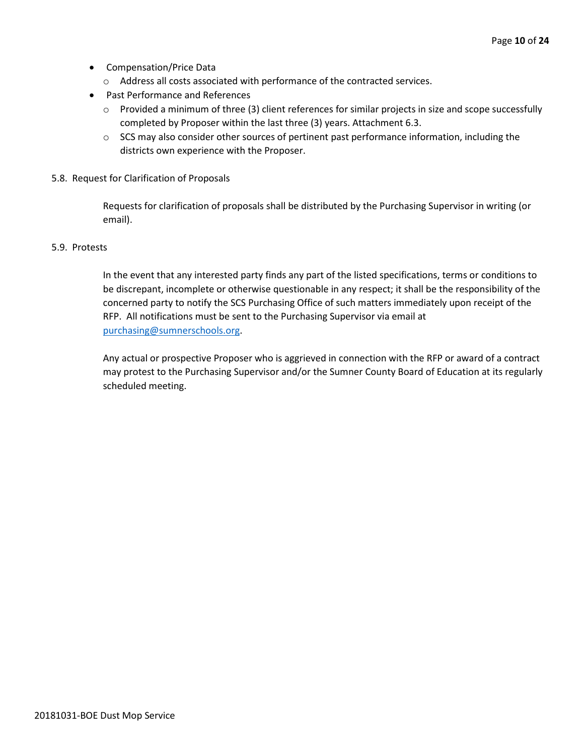- Compensation/Price Data
  - Address all costs associated with performance of the contracted services.
- Past Performance and References
  - Provided a minimum of three (3) client references for similar projects in size and scope successfully completed by Proposer within the last three (3) years. Attachment 6.3.
  - SCS may also consider other sources of pertinent past performance information, including the districts own experience with the Proposer.

5.8. Request for Clarification of Proposals

Requests for clarification of proposals shall be distributed by the Purchasing Supervisor in writing (or email).

5.9. Protests

In the event that any interested party finds any part of the listed specifications, terms or conditions to be discrepant, incomplete or otherwise questionable in any respect; it shall be the responsibility of the concerned party to notify the SCS Purchasing Office of such matters immediately upon receipt of the RFP. All notifications must be sent to the Purchasing Supervisor via email at purchasing@sumnerschools.org.

Any actual or prospective Proposer who is aggrieved in connection with the RFP or award of a contract may protest to the Purchasing Supervisor and/or the Sumner County Board of Education at its regularly scheduled meeting.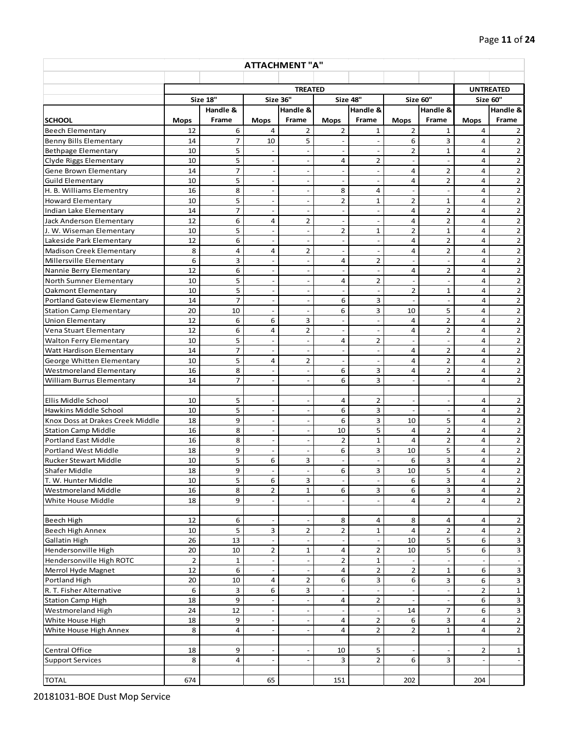## ATTACHMENT "A"

| | TREATED | | | | | | | | UNTREATED | |
|---|---|---|---|---|---|---|---|---|---|---|
| | Size 18" | | Size 36" | | Size 48" | | Size 60" | | Size 60" | |
| SCHOOL | Mops | Handle & Frame | Mops | Handle & Frame | Mops | Handle & Frame | Mops | Handle & Frame | Mops | Handle & Frame |
| Beech Elementary | 12 | 6 | 4 | 2 | 2 | 1 | 2 | 1 | 4 | 2 |
| Benny Bills Elementary | 14 | 7 | 10 | 5 | - | - | 6 | 3 | 4 | 2 |
| Bethpage Elementary | 10 | 5 | - | - | - | - | 2 | 1 | 4 | 2 |
| Clyde Riggs Elementary | 10 | 5 | - | - | 4 | 2 | - | - | 4 | 2 |
| Gene Brown Elementary | 14 | 7 | - | - | - | - | 4 | 2 | 4 | 2 |
| Guild Elementary | 10 | 5 | - | - | - | - | 4 | 2 | 4 | 2 |
| H. B. Williams Elementry | 16 | 8 | - | - | 8 | 4 | - | - | 4 | 2 |
| Howard Elementary | 10 | 5 | - | - | 2 | 1 | 2 | 1 | 4 | 2 |
| Indian Lake Elementary | 14 | 7 | - | - | - | - | 4 | 2 | 4 | 2 |
| Jack Anderson Elementary | 12 | 6 | 4 | 2 | - | - | 4 | 2 | 4 | 2 |
| J. W. Wiseman Elementary | 10 | 5 | - | - | 2 | 1 | 2 | 1 | 4 | 2 |
| Lakeside Park Elementary | 12 | 6 | - | - | - | - | 4 | 2 | 4 | 2 |
| Madison Creek Elementary | 8 | 4 | 4 | 2 | - | - | 4 | 2 | 4 | 2 |
| Millersville Elementary | 6 | 3 | - | - | 4 | 2 | - | - | 4 | 2 |
| Nannie Berry Elementary | 12 | 6 | - | - | - | - | 4 | 2 | 4 | 2 |
| North Sumner Elementary | 10 | 5 | - | - | 4 | 2 | - | - | 4 | 2 |
| Oakmont Elementary | 10 | 5 | - | - | - | - | 2 | 1 | 4 | 2 |
| Portland Gateview Elementary | 14 | 7 | - | - | 6 | 3 | - | - | 4 | 2 |
| Station Camp Elementary | 20 | 10 | - | - | 6 | 3 | 10 | 5 | 4 | 2 |
| Union Elementary | 12 | 6 | 6 | 3 | - | - | 4 | 2 | 4 | 2 |
| Vena Stuart Elementary | 12 | 6 | 4 | 2 | - | - | 4 | 2 | 4 | 2 |
| Walton Ferry Elementary | 10 | 5 | - | - | 4 | 2 | - | - | 4 | 2 |
| Watt Hardison Elementary | 14 | 7 | - | - | - | - | 4 | 2 | 4 | 2 |
| George Whitten Elementary | 10 | 5 | 4 | 2 | - | - | 4 | 2 | 4 | 2 |
| Westmoreland Elementary | 16 | 8 | - | - | 6 | 3 | 4 | 2 | 4 | 2 |
| William Burrus Elementary | 14 | 7 | - | - | 6 | 3 | - | - | 4 | 2 |
| | | | | | | | | | | |
| Ellis Middle School | 10 | 5 | - | - | 4 | 2 | - | - | 4 | 2 |
| Hawkins Middle School | 10 | 5 | - | - | 6 | 3 | - | - | 4 | 2 |
| Knox Doss at Drakes Creek Middle | 18 | 9 | - | - | 6 | 3 | 10 | 5 | 4 | 2 |
| Station Camp Middle | 16 | 8 | - | - | 10 | 5 | 4 | 2 | 4 | 2 |
| Portland East Middle | 16 | 8 | - | - | 2 | 1 | 4 | 2 | 4 | 2 |
| Portland West Middle | 18 | 9 | - | - | 6 | 3 | 10 | 5 | 4 | 2 |
| Rucker Stewart Middle | 10 | 5 | 6 | 3 | - | - | 6 | 3 | 4 | 2 |
| Shafer Middle | 18 | 9 | - | - | 6 | 3 | 10 | 5 | 4 | 2 |
| T. W. Hunter Middle | 10 | 5 | 6 | 3 | - | - | 6 | 3 | 4 | 2 |
| Westmoreland Middle | 16 | 8 | 2 | 1 | 6 | 3 | 6 | 3 | 4 | 2 |
| White House Middle | 18 | 9 | - | - | - | - | 4 | 2 | 4 | 2 |
| | | | | | | | | | | |
| Beech High | 12 | 6 | - | - | 8 | 4 | 8 | 4 | 4 | 2 |
| Beech High Annex | 10 | 5 | 3 | 2 | 2 | 1 | 4 | 2 | 4 | 2 |
| Gallatin High | 26 | 13 | - | - | - | - | 10 | 5 | 6 | 3 |
| Hendersonville High | 20 | 10 | 2 | 1 | 4 | 2 | 10 | 5 | 6 | 3 |
| Hendersonville High ROTC | 2 | 1 | - | - | 2 | 1 | - | - | - | - |
| Merrol Hyde Magnet | 12 | 6 | - | - | 4 | 2 | 2 | 1 | 6 | 3 |
| Portland High | 20 | 10 | 4 | 2 | 6 | 3 | 6 | 3 | 6 | 3 |
| R. T. Fisher Alternative | 6 | 3 | 6 | 3 | - | - | - | - | 2 | 1 |
| Station Camp High | 18 | 9 | - | - | 4 | 2 | - | - | 6 | 3 |
| Westmoreland High | 24 | 12 | - | - | - | - | 14 | 7 | 6 | 3 |
| White House High | 18 | 9 | - | - | 4 | 2 | 6 | 3 | 4 | 2 |
| White House High Annex | 8 | 4 | - | - | 4 | 2 | 2 | 1 | 4 | 2 |
| | | | | | | | | | | |
| Central Office | 18 | 9 | - | - | 10 | 5 | - | - | 2 | 1 |
| Support Services | 8 | 4 | - | - | 3 | 2 | 6 | 3 | - | - |
| | | | | | | | | | | |
| TOTAL | 674 | | 65 | | 151 | | 202 | | 204 | |

20181031-BOE Dust Mop Service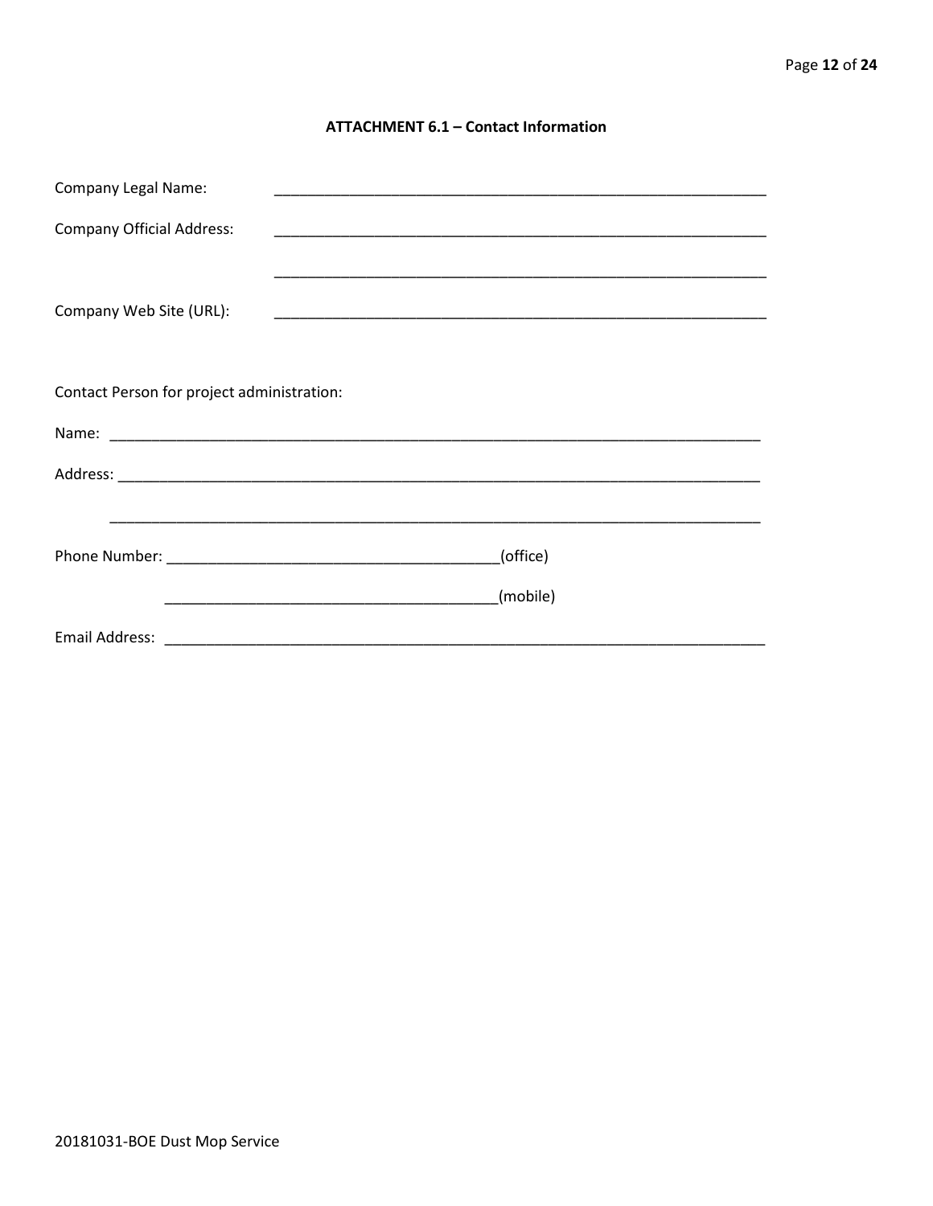### ATTACHMENT 6.1 – Contact Information

Company Legal Name: ____________________________________________________________

Company Official Address: ____________________________________________________________

____________________________________________________________

Company Web Site (URL): ____________________________________________________________

Contact Person for project administration:

Name: ________________________________________________________________________________

Address: ______________________________________________________________________________

________________________________________________________________________________

Phone Number: ________________________________________(office)

________________________________________(mobile)

Email Address: ___________________________________________________________________________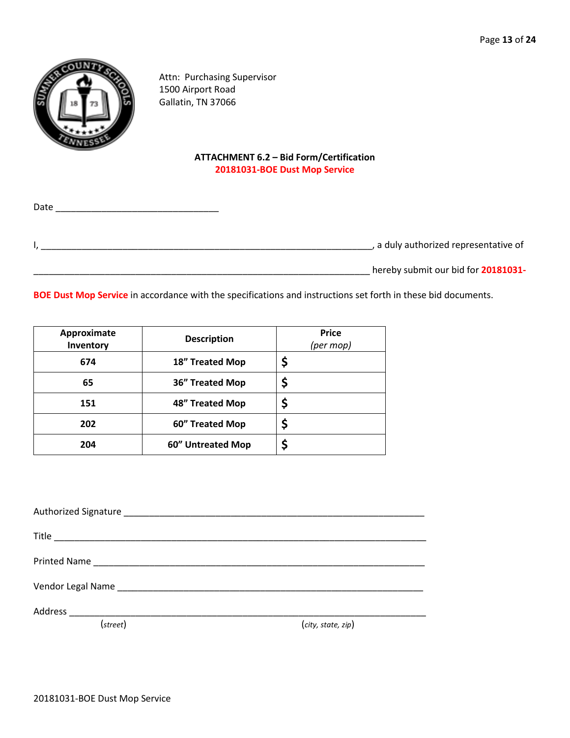Attn: Purchasing Supervisor
1500 Airport Road
Gallatin, TN 37066

**ATTACHMENT 6.2 – Bid Form/Certification**
**20181031-BOE Dust Mop Service**

Date ________________________________

I, ____________________________________________________________________, a duly authorized representative of

____________________________________________________________________ hereby submit our bid for **20181031-BOE Dust Mop Service** in accordance with the specifications and instructions set forth in these bid documents.

| Approximate Inventory | Description | Price *(per mop)* |
|---|---|---|
| **674** | **18" Treated Mop** | **$** |
| **65** | **36" Treated Mop** | **$** |
| **151** | **48" Treated Mop** | **$** |
| **202** | **60" Treated Mop** | **$** |
| **204** | **60" Untreated Mop** | **$** |

Authorized Signature ____________________________________________________________

Title __________________________________________________________________________

Printed Name ___________________________________________________________________

Vendor Legal Name ______________________________________________________________

Address ________________________________________________________________________
(*street*) (*city, state, zip*)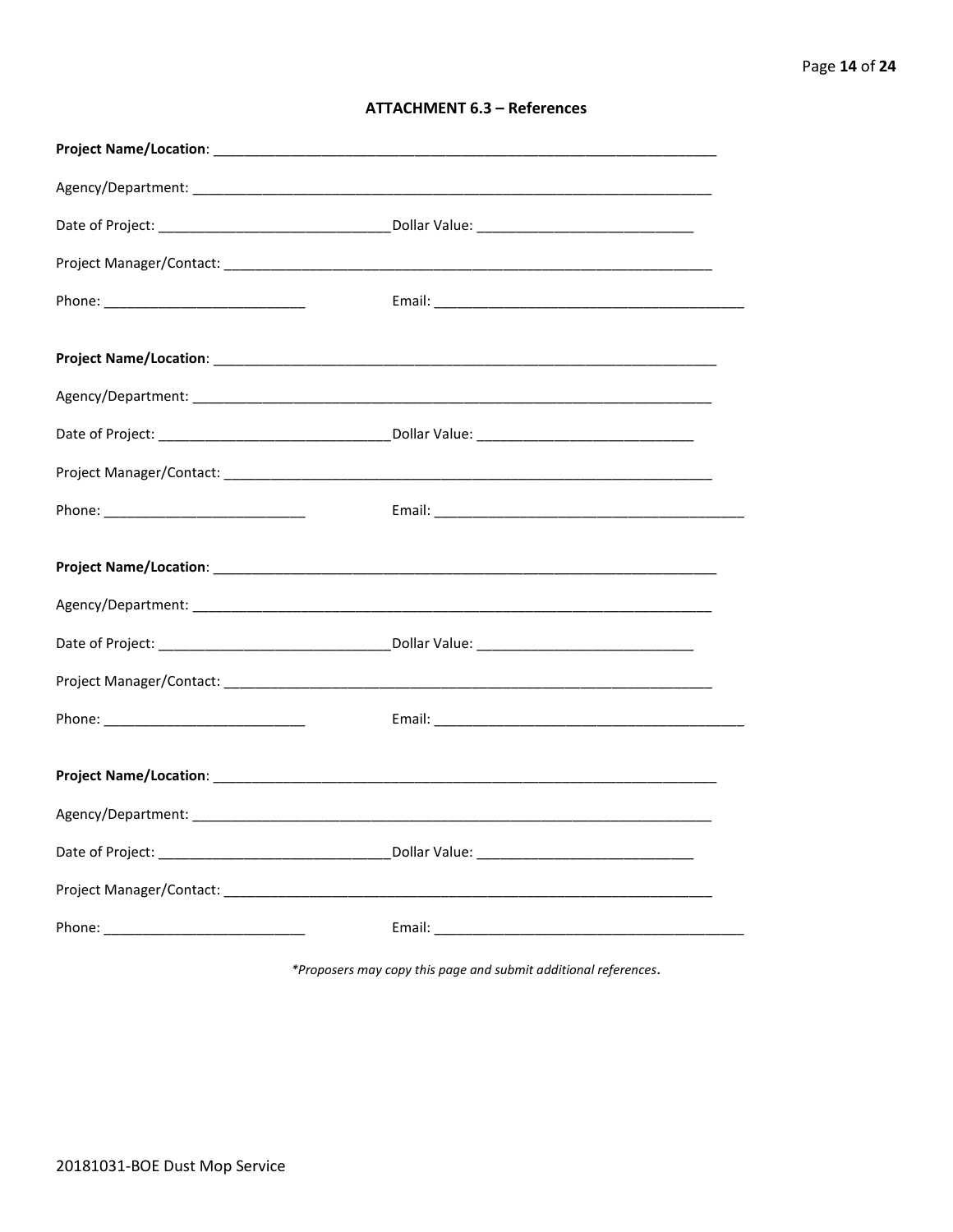## ATTACHMENT 6.3 – References

**Project Name/Location**: ___________________________________________________________________

Agency/Department: ___________________________________________________________________

Date of Project: ______________________________ Dollar Value: ____________________________

Project Manager/Contact: _______________________________________________________________

Phone: __________________________ Email: _________________________________________

**Project Name/Location**: ___________________________________________________________________

Agency/Department: ___________________________________________________________________

Date of Project: ______________________________ Dollar Value: ____________________________

Project Manager/Contact: _______________________________________________________________

Phone: __________________________ Email: _________________________________________

**Project Name/Location**: ___________________________________________________________________

Agency/Department: ___________________________________________________________________

Date of Project: ______________________________ Dollar Value: ____________________________

Project Manager/Contact: _______________________________________________________________

Phone: __________________________ Email: _________________________________________

**Project Name/Location**: ___________________________________________________________________

Agency/Department: ___________________________________________________________________

Date of Project: ______________________________ Dollar Value: ____________________________

Project Manager/Contact: _______________________________________________________________

Phone: __________________________ Email: _________________________________________

*\*Proposers may copy this page and submit additional references.*

20181031-BOE Dust Mop Service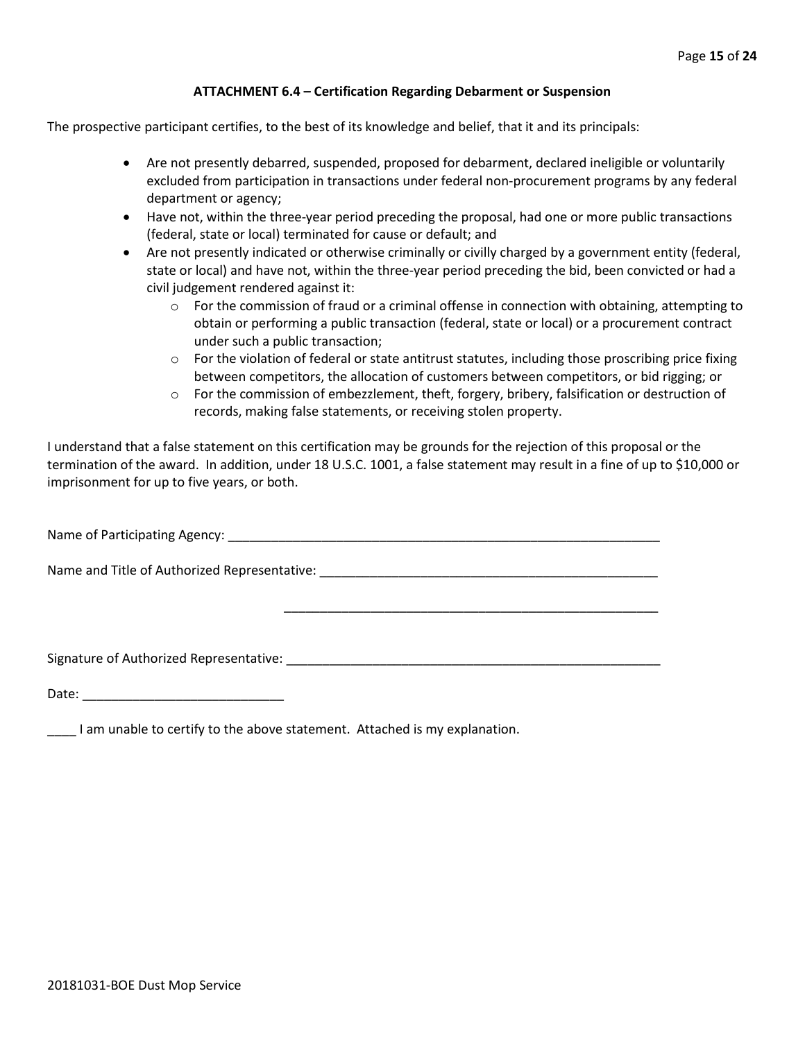### ATTACHMENT 6.4 – Certification Regarding Debarment or Suspension

The prospective participant certifies, to the best of its knowledge and belief, that it and its principals:

- Are not presently debarred, suspended, proposed for debarment, declared ineligible or voluntarily excluded from participation in transactions under federal non-procurement programs by any federal department or agency;
- Have not, within the three-year period preceding the proposal, had one or more public transactions (federal, state or local) terminated for cause or default; and
- Are not presently indicated or otherwise criminally or civilly charged by a government entity (federal, state or local) and have not, within the three-year period preceding the bid, been convicted or had a civil judgement rendered against it:
    - For the commission of fraud or a criminal offense in connection with obtaining, attempting to obtain or performing a public transaction (federal, state or local) or a procurement contract under such a public transaction;
    - For the violation of federal or state antitrust statutes, including those proscribing price fixing between competitors, the allocation of customers between competitors, or bid rigging; or
    - For the commission of embezzlement, theft, forgery, bribery, falsification or destruction of records, making false statements, or receiving stolen property.

I understand that a false statement on this certification may be grounds for the rejection of this proposal or the termination of the award. In addition, under 18 U.S.C. 1001, a false statement may result in a fine of up to $10,000 or imprisonment for up to five years, or both.

Name of Participating Agency: ______________________________________________________________

Name and Title of Authorized Representative: ______________________________________________

______________________________________________

Signature of Authorized Representative: __________________________________________________

Date: ____________________________

____ I am unable to certify to the above statement. Attached is my explanation.

20181031-BOE Dust Mop Service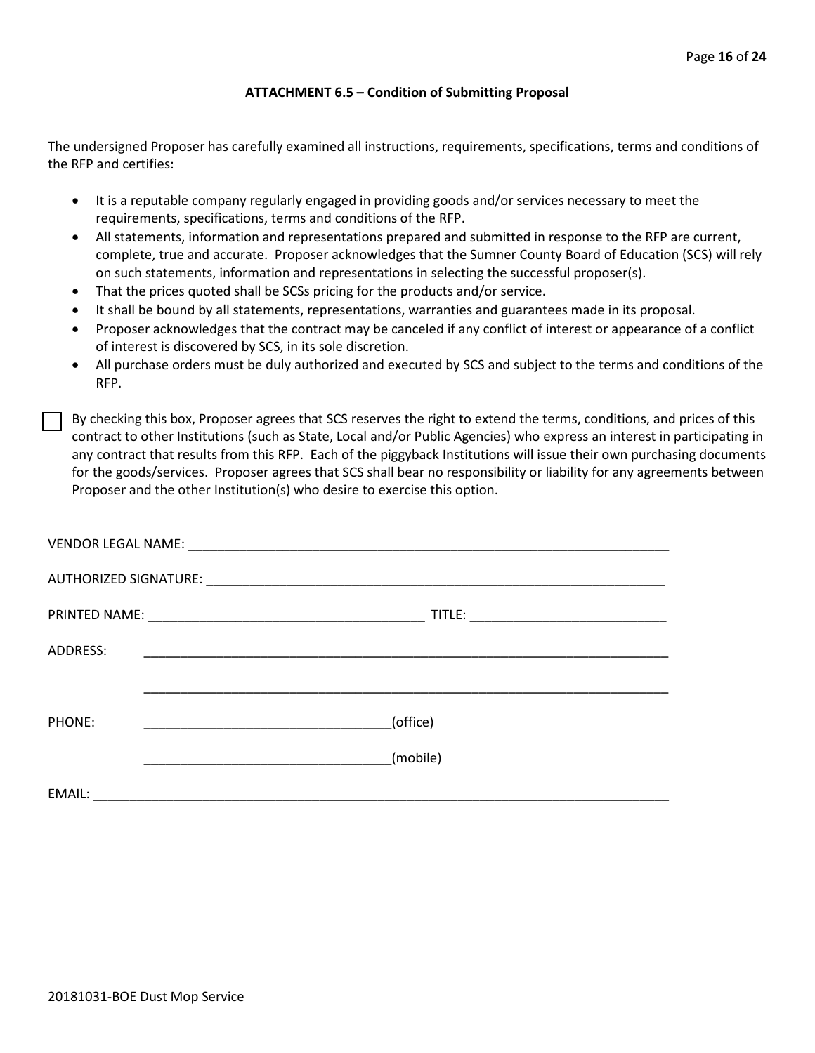### ATTACHMENT 6.5 – Condition of Submitting Proposal

The undersigned Proposer has carefully examined all instructions, requirements, specifications, terms and conditions of the RFP and certifies:

- It is a reputable company regularly engaged in providing goods and/or services necessary to meet the requirements, specifications, terms and conditions of the RFP.
- All statements, information and representations prepared and submitted in response to the RFP are current, complete, true and accurate. Proposer acknowledges that the Sumner County Board of Education (SCS) will rely on such statements, information and representations in selecting the successful proposer(s).
- That the prices quoted shall be SCSs pricing for the products and/or service.
- It shall be bound by all statements, representations, warranties and guarantees made in its proposal.
- Proposer acknowledges that the contract may be canceled if any conflict of interest or appearance of a conflict of interest is discovered by SCS, in its sole discretion.
- All purchase orders must be duly authorized and executed by SCS and subject to the terms and conditions of the RFP.

☐ By checking this box, Proposer agrees that SCS reserves the right to extend the terms, conditions, and prices of this contract to other Institutions (such as State, Local and/or Public Agencies) who express an interest in participating in any contract that results from this RFP. Each of the piggyback Institutions will issue their own purchasing documents for the goods/services. Proposer agrees that SCS shall bear no responsibility or liability for any agreements between Proposer and the other Institution(s) who desire to exercise this option.

VENDOR LEGAL NAME: ______________________________________________________________________

AUTHORIZED SIGNATURE: ___________________________________________________________________

PRINTED NAME: _______________________________________ TITLE: ___________________________

ADDRESS: _________________________________________________________________________

_________________________________________________________________________

PHONE: __________________________________(office)

__________________________________(mobile)

EMAIL: ________________________________________________________________________________

20181031-BOE Dust Mop Service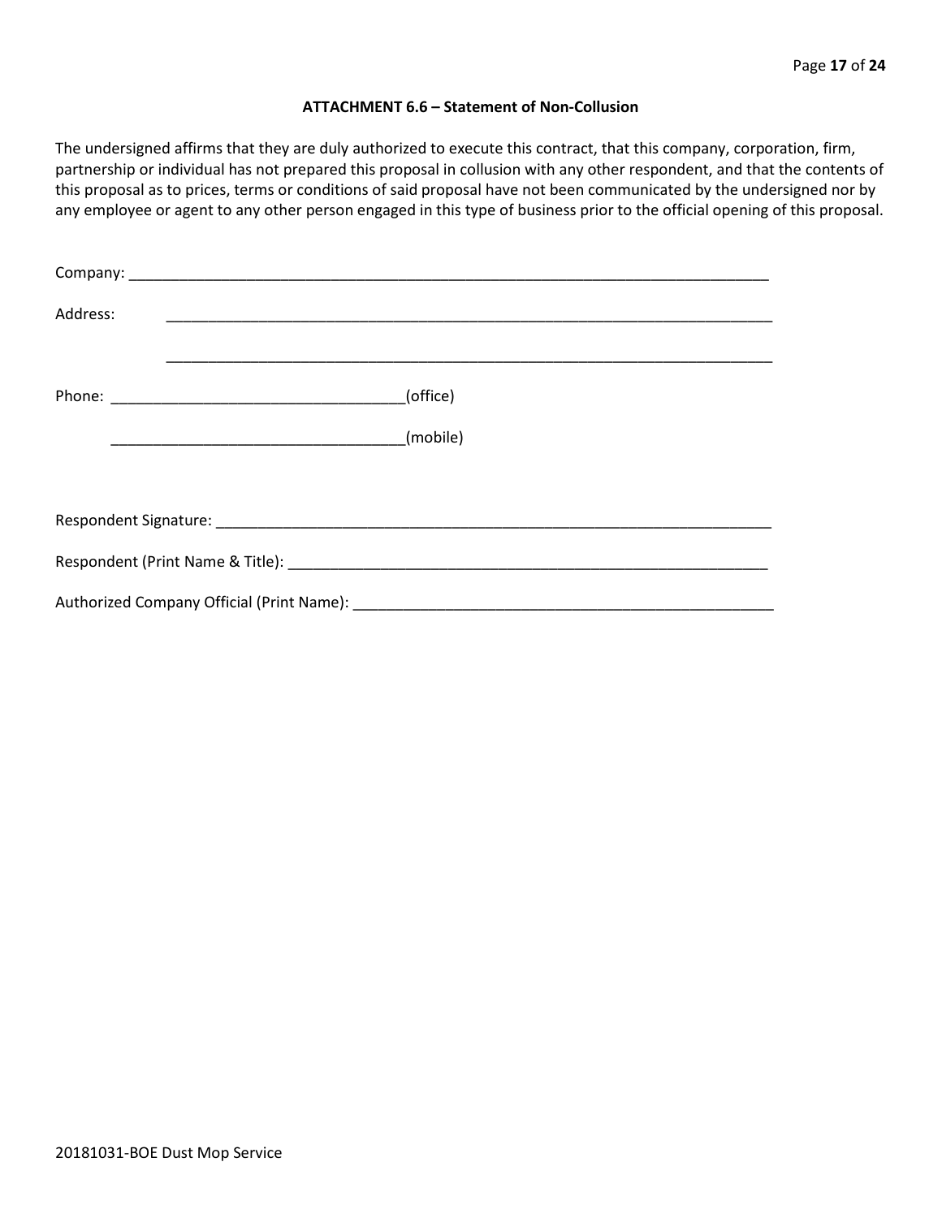### ATTACHMENT 6.6 – Statement of Non-Collusion

The undersigned affirms that they are duly authorized to execute this contract, that this company, corporation, firm, partnership or individual has not prepared this proposal in collusion with any other respondent, and that the contents of this proposal as to prices, terms or conditions of said proposal have not been communicated by the undersigned nor by any employee or agent to any other person engaged in this type of business prior to the official opening of this proposal.

Company: ___________________________________________________________________________

Address: ___________________________________________________________________________

___________________________________________________________________________

Phone: ___________________________________(office)

___________________________________(mobile)

Respondent Signature: _________________________________________________________________

Respondent (Print Name & Title): _________________________________________________________

Authorized Company Official (Print Name): __________________________________________________

20181031-BOE Dust Mop Service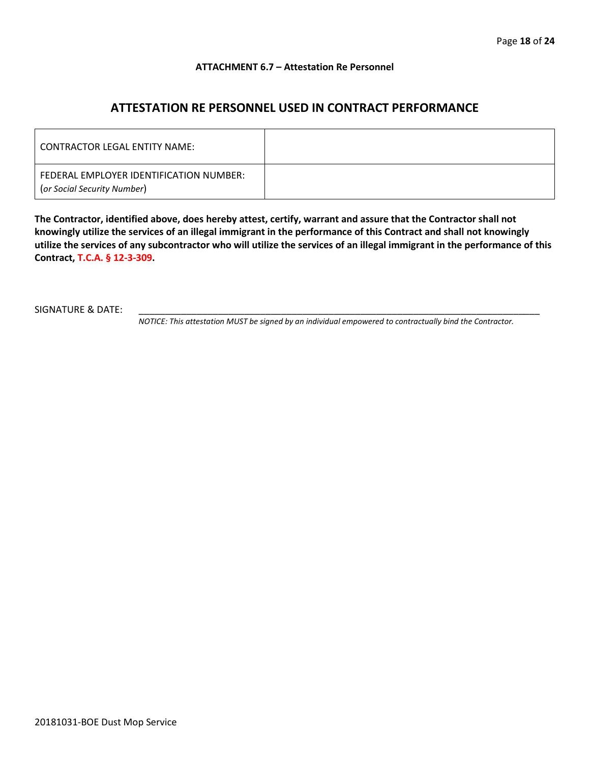**ATTACHMENT 6.7 – Attestation Re Personnel**

## ATTESTATION RE PERSONNEL USED IN CONTRACT PERFORMANCE

| CONTRACTOR LEGAL ENTITY NAME: | |
|---|---|
| FEDERAL EMPLOYER IDENTIFICATION NUMBER: (*or Social Security Number*) | |

**The Contractor, identified above, does hereby attest, certify, warrant and assure that the Contractor shall not knowingly utilize the services of an illegal immigrant in the performance of this Contract and shall not knowingly utilize the services of any subcontractor who will utilize the services of an illegal immigrant in the performance of this Contract, T.C.A. § 12-3-309.**

SIGNATURE & DATE: ________________________________________________

*NOTICE: This attestation MUST be signed by an individual empowered to contractually bind the Contractor.*

20181031-BOE Dust Mop Service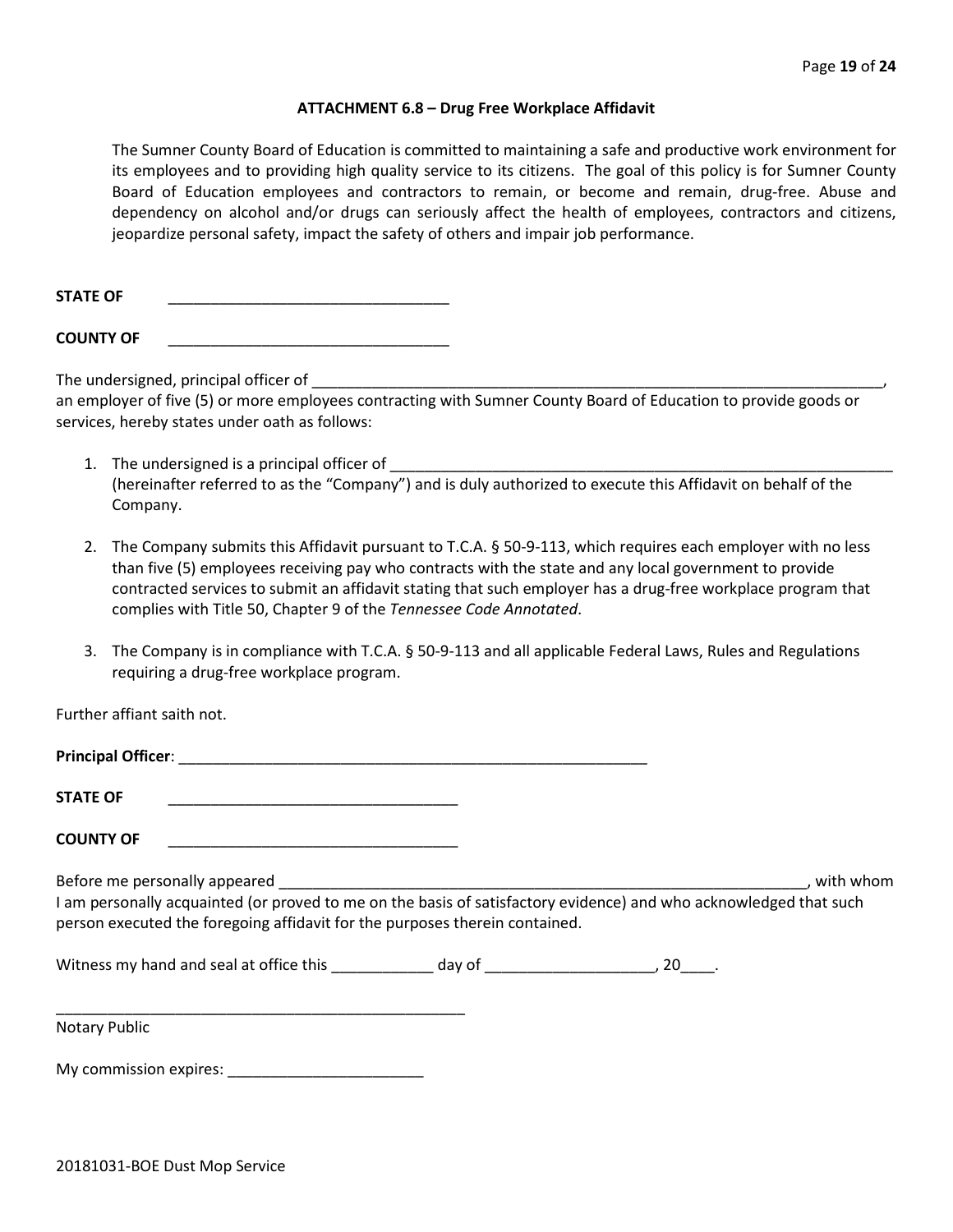### ATTACHMENT 6.8 – Drug Free Workplace Affidavit

The Sumner County Board of Education is committed to maintaining a safe and productive work environment for its employees and to providing high quality service to its citizens. The goal of this policy is for Sumner County Board of Education employees and contractors to remain, or become and remain, drug-free. Abuse and dependency on alcohol and/or drugs can seriously affect the health of employees, contractors and citizens, jeopardize personal safety, impact the safety of others and impair job performance.

**STATE OF** ________________________________

**COUNTY OF** ________________________________

The undersigned, principal officer of ______________________________________________________________________, an employer of five (5) or more employees contracting with Sumner County Board of Education to provide goods or services, hereby states under oath as follows:

1. The undersigned is a principal officer of ____________________________________________________________ (hereinafter referred to as the "Company") and is duly authorized to execute this Affidavit on behalf of the Company.

2. The Company submits this Affidavit pursuant to T.C.A. § 50-9-113, which requires each employer with no less than five (5) employees receiving pay who contracts with the state and any local government to provide contracted services to submit an affidavit stating that such employer has a drug-free workplace program that complies with Title 50, Chapter 9 of the *Tennessee Code Annotated*.

3. The Company is in compliance with T.C.A. § 50-9-113 and all applicable Federal Laws, Rules and Regulations requiring a drug-free workplace program.

Further affiant saith not.

**Principal Officer**: ______________________________________________________

**STATE OF** __________________________________

**COUNTY OF** __________________________________

Before me personally appeared _____________________________________________________________, with whom I am personally acquainted (or proved to me on the basis of satisfactory evidence) and who acknowledged that such person executed the foregoing affidavit for the purposes therein contained.

Witness my hand and seal at office this ____________ day of ____________________, 20____.

__________________________________________________

Notary Public

My commission expires: _______________________

20181031-BOE Dust Mop Service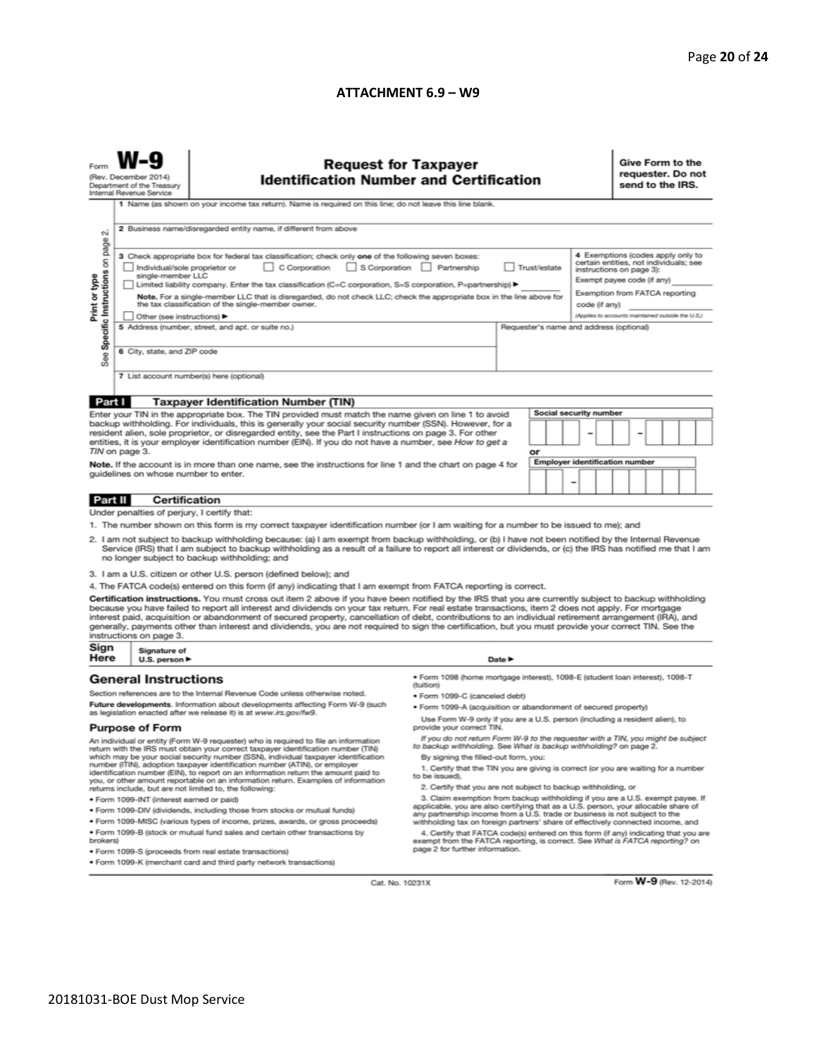## ATTACHMENT 6.9 – W9

Form **W-9**
(Rev. December 2014)
Department of the Treasury
Internal Revenue Service

# Request for Taxpayer Identification Number and Certification

**Give Form to the requester. Do not send to the IRS.**

Print or type
See **Specific Instructions** on page 2.

1 Name (as shown on your income tax return). Name is required on this line; do not leave this line blank.

2 Business name/disregarded entity name, if different from above

3 Check appropriate box for federal tax classification; check only **one** of the following seven boxes:
☐ Individual/sole proprietor or single-member LLC ☐ C Corporation ☐ S Corporation ☐ Partnership ☐ Trust/estate
☐ Limited liability company. Enter the tax classification (C=C corporation, S=S corporation, P=partnership) ► ________
**Note.** For a single-member LLC that is disregarded, do not check LLC; check the appropriate box in the line above for the tax classification of the single-member owner.
☐ Other (see instructions) ►

4 Exemptions (codes apply only to certain entities, not individuals; see instructions on page 3):
Exempt payee code (if any) ________
Exemption from FATCA reporting code (if any) ________
*(Applies to accounts maintained outside the U.S.)*

5 Address (number, street, and apt. or suite no.)

Requester's name and address (optional)

6 City, state, and ZIP code

7 List account number(s) here (optional)

## Part I Taxpayer Identification Number (TIN)

Enter your TIN in the appropriate box. The TIN provided must match the name given on line 1 to avoid backup withholding. For individuals, this is generally your social security number (SSN). However, for a resident alien, sole proprietor, or disregarded entity, see the Part I instructions on page 3. For other entities, it is your employer identification number (EIN). If you do not have a number, see *How to get a TIN* on page 3.

**Note.** If the account is in more than one name, see the instructions for line 1 and the chart on page 4 for guidelines on whose number to enter.

**Social security number**
☐☐☐ – ☐☐ – ☐☐☐☐

or

**Employer identification number**
☐☐ – ☐☐☐☐☐☐☐

## Part II Certification

Under penalties of perjury, I certify that:

1. The number shown on this form is my correct taxpayer identification number (or I am waiting for a number to be issued to me); and
2. I am not subject to backup withholding because: (a) I am exempt from backup withholding, or (b) I have not been notified by the Internal Revenue Service (IRS) that I am subject to backup withholding as a result of a failure to report all interest or dividends, or (c) the IRS has notified me that I am no longer subject to backup withholding; and
3. I am a U.S. citizen or other U.S. person (defined below); and
4. The FATCA code(s) entered on this form (if any) indicating that I am exempt from FATCA reporting is correct.

**Certification instructions.** You must cross out item 2 above if you have been notified by the IRS that you are currently subject to backup withholding because you have failed to report all interest and dividends on your tax return. For real estate transactions, item 2 does not apply. For mortgage interest paid, acquisition or abandonment of secured property, cancellation of debt, contributions to an individual retirement arrangement (IRA), and generally, payments other than interest and dividends, you are not required to sign the certification, but you must provide your correct TIN. See the instructions on page 3.

**Sign Here** Signature of U.S. person ► Date ►

## General Instructions

Section references are to the Internal Revenue Code unless otherwise noted.

**Future developments.** Information about developments affecting Form W-9 (such as legislation enacted after we release it) is at *www.irs.gov/fw9*.

### Purpose of Form

An individual or entity (Form W-9 requester) who is required to file an information return with the IRS must obtain your correct taxpayer identification number (TIN) which may be your social security number (SSN), individual taxpayer identification number (ITIN), adoption taxpayer identification number (ATIN), or employer identification number (EIN), to report on an information return the amount paid to you, or other amount reportable on an information return. Examples of information returns include, but are not limited to, the following:

- Form 1099-INT (interest earned or paid)
- Form 1099-DIV (dividends, including those from stocks or mutual funds)
- Form 1099-MISC (various types of income, prizes, awards, or gross proceeds)
- Form 1099-B (stock or mutual fund sales and certain other transactions by brokers)
- Form 1099-S (proceeds from real estate transactions)
- Form 1099-K (merchant card and third party network transactions)
- Form 1098 (home mortgage interest), 1098-E (student loan interest), 1098-T (tuition)
- Form 1099-C (canceled debt)
- Form 1099-A (acquisition or abandonment of secured property)

Use Form W-9 only if you are a U.S. person (including a resident alien), to provide your correct TIN.

*If you do not return Form W-9 to the requester with a TIN, you might be subject to backup withholding. See What is backup withholding? on page 2.*

By signing the filled-out form, you:

1. Certify that the TIN you are giving is correct (or you are waiting for a number to be issued),
2. Certify that you are not subject to backup withholding, or
3. Claim exemption from backup withholding if you are a U.S. exempt payee. If applicable, you are also certifying that as a U.S. person, your allocable share of any partnership income from a U.S. trade or business is not subject to the withholding tax on foreign partners' share of effectively connected income, and
4. Certify that FATCA code(s) entered on this form (if any) indicating that you are exempt from the FATCA reporting, is correct. See *What is FATCA reporting?* on page 2 for further information.

Cat. No. 10231X

Form **W-9** (Rev. 12-2014)

20181031-BOE Dust Mop Service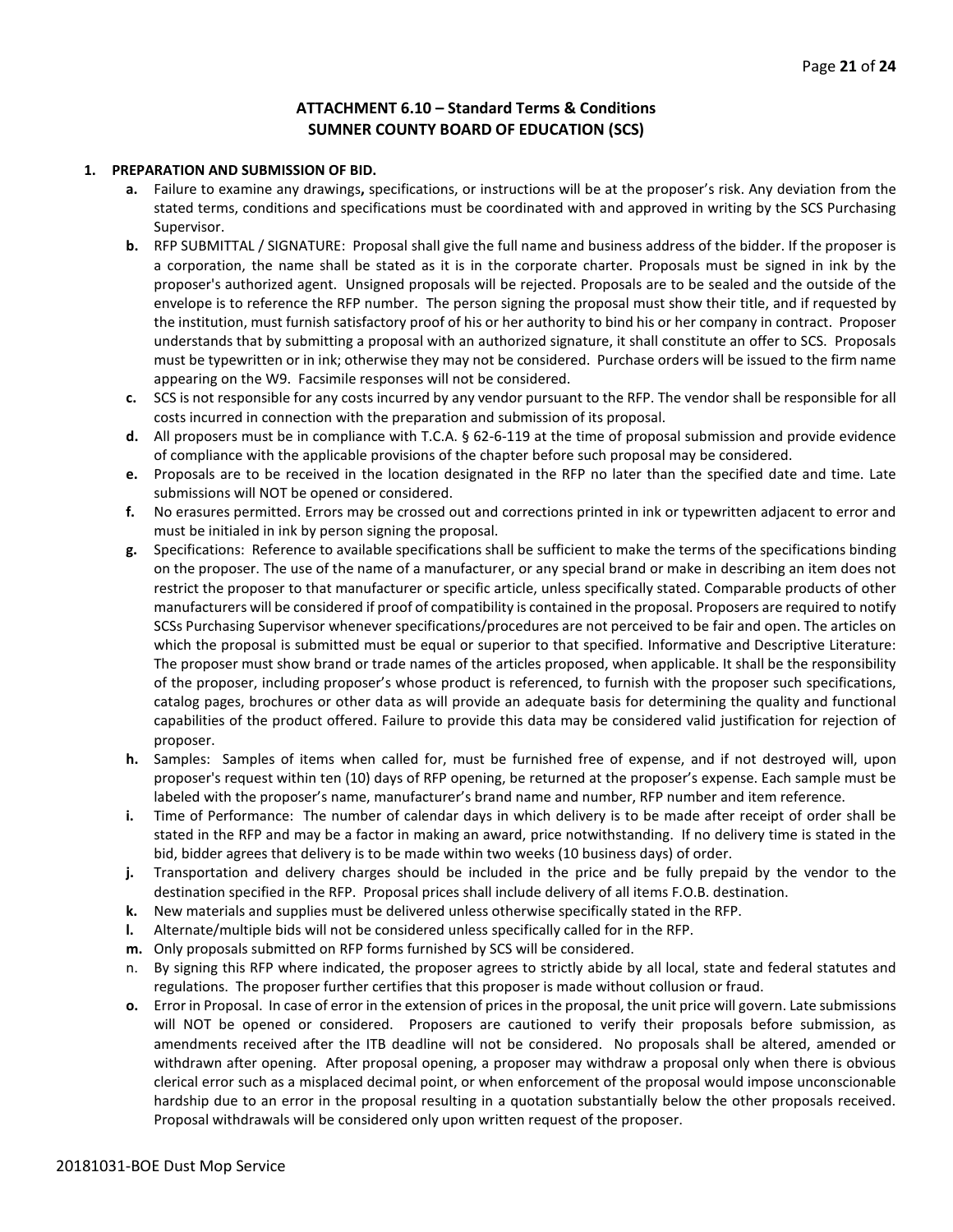# ATTACHMENT 6.10 – Standard Terms & Conditions
## SUMNER COUNTY BOARD OF EDUCATION (SCS)

**1. PREPARATION AND SUBMISSION OF BID.**

**a.** Failure to examine any drawings**,** specifications, or instructions will be at the proposer's risk. Any deviation from the stated terms, conditions and specifications must be coordinated with and approved in writing by the SCS Purchasing Supervisor.

**b.** RFP SUBMITTAL / SIGNATURE: Proposal shall give the full name and business address of the bidder. If the proposer is a corporation, the name shall be stated as it is in the corporate charter. Proposals must be signed in ink by the proposer's authorized agent. Unsigned proposals will be rejected. Proposals are to be sealed and the outside of the envelope is to reference the RFP number. The person signing the proposal must show their title, and if requested by the institution, must furnish satisfactory proof of his or her authority to bind his or her company in contract. Proposer understands that by submitting a proposal with an authorized signature, it shall constitute an offer to SCS. Proposals must be typewritten or in ink; otherwise they may not be considered. Purchase orders will be issued to the firm name appearing on the W9. Facsimile responses will not be considered.

**c.** SCS is not responsible for any costs incurred by any vendor pursuant to the RFP. The vendor shall be responsible for all costs incurred in connection with the preparation and submission of its proposal.

**d.** All proposers must be in compliance with T.C.A. § 62-6-119 at the time of proposal submission and provide evidence of compliance with the applicable provisions of the chapter before such proposal may be considered.

**e.** Proposals are to be received in the location designated in the RFP no later than the specified date and time. Late submissions will NOT be opened or considered.

**f.** No erasures permitted. Errors may be crossed out and corrections printed in ink or typewritten adjacent to error and must be initialed in ink by person signing the proposal.

**g.** Specifications: Reference to available specifications shall be sufficient to make the terms of the specifications binding on the proposer. The use of the name of a manufacturer, or any special brand or make in describing an item does not restrict the proposer to that manufacturer or specific article, unless specifically stated. Comparable products of other manufacturers will be considered if proof of compatibility is contained in the proposal. Proposers are required to notify SCSs Purchasing Supervisor whenever specifications/procedures are not perceived to be fair and open. The articles on which the proposal is submitted must be equal or superior to that specified. Informative and Descriptive Literature: The proposer must show brand or trade names of the articles proposed, when applicable. It shall be the responsibility of the proposer, including proposer's whose product is referenced, to furnish with the proposer such specifications, catalog pages, brochures or other data as will provide an adequate basis for determining the quality and functional capabilities of the product offered. Failure to provide this data may be considered valid justification for rejection of proposer.

**h.** Samples: Samples of items when called for, must be furnished free of expense, and if not destroyed will, upon proposer's request within ten (10) days of RFP opening, be returned at the proposer's expense. Each sample must be labeled with the proposer's name, manufacturer's brand name and number, RFP number and item reference.

**i.** Time of Performance: The number of calendar days in which delivery is to be made after receipt of order shall be stated in the RFP and may be a factor in making an award, price notwithstanding. If no delivery time is stated in the bid, bidder agrees that delivery is to be made within two weeks (10 business days) of order.

**j.** Transportation and delivery charges should be included in the price and be fully prepaid by the vendor to the destination specified in the RFP. Proposal prices shall include delivery of all items F.O.B. destination.

**k.** New materials and supplies must be delivered unless otherwise specifically stated in the RFP.

**l.** Alternate/multiple bids will not be considered unless specifically called for in the RFP.

**m.** Only proposals submitted on RFP forms furnished by SCS will be considered.

n. By signing this RFP where indicated, the proposer agrees to strictly abide by all local, state and federal statutes and regulations. The proposer further certifies that this proposer is made without collusion or fraud.

**o.** Error in Proposal. In case of error in the extension of prices in the proposal, the unit price will govern. Late submissions will NOT be opened or considered. Proposers are cautioned to verify their proposals before submission, as amendments received after the ITB deadline will not be considered. No proposals shall be altered, amended or withdrawn after opening. After proposal opening, a proposer may withdraw a proposal only when there is obvious clerical error such as a misplaced decimal point, or when enforcement of the proposal would impose unconscionable hardship due to an error in the proposal resulting in a quotation substantially below the other proposals received. Proposal withdrawals will be considered only upon written request of the proposer.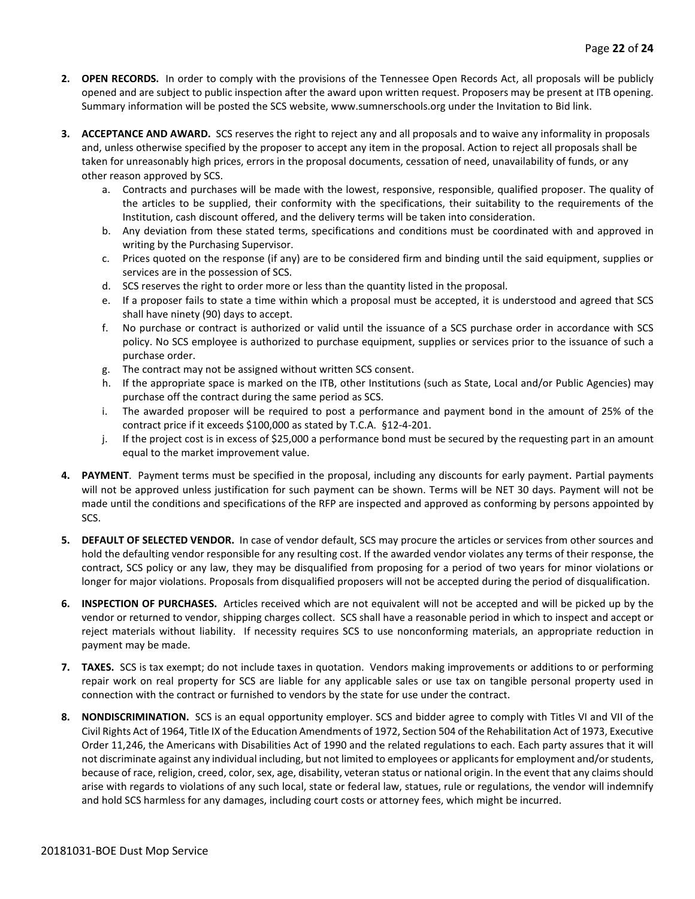2. **OPEN RECORDS.** In order to comply with the provisions of the Tennessee Open Records Act, all proposals will be publicly opened and are subject to public inspection after the award upon written request. Proposers may be present at ITB opening. Summary information will be posted the SCS website, www.sumnerschools.org under the Invitation to Bid link.

3. **ACCEPTANCE AND AWARD.** SCS reserves the right to reject any and all proposals and to waive any informality in proposals and, unless otherwise specified by the proposer to accept any item in the proposal. Action to reject all proposals shall be taken for unreasonably high prices, errors in the proposal documents, cessation of need, unavailability of funds, or any other reason approved by SCS.
   a. Contracts and purchases will be made with the lowest, responsive, responsible, qualified proposer. The quality of the articles to be supplied, their conformity with the specifications, their suitability to the requirements of the Institution, cash discount offered, and the delivery terms will be taken into consideration.
   b. Any deviation from these stated terms, specifications and conditions must be coordinated with and approved in writing by the Purchasing Supervisor.
   c. Prices quoted on the response (if any) are to be considered firm and binding until the said equipment, supplies or services are in the possession of SCS.
   d. SCS reserves the right to order more or less than the quantity listed in the proposal.
   e. If a proposer fails to state a time within which a proposal must be accepted, it is understood and agreed that SCS shall have ninety (90) days to accept.
   f. No purchase or contract is authorized or valid until the issuance of a SCS purchase order in accordance with SCS policy. No SCS employee is authorized to purchase equipment, supplies or services prior to the issuance of such a purchase order.
   g. The contract may not be assigned without written SCS consent.
   h. If the appropriate space is marked on the ITB, other Institutions (such as State, Local and/or Public Agencies) may purchase off the contract during the same period as SCS.
   i. The awarded proposer will be required to post a performance and payment bond in the amount of 25% of the contract price if it exceeds $100,000 as stated by T.C.A. §12-4-201.
   j. If the project cost is in excess of $25,000 a performance bond must be secured by the requesting part in an amount equal to the market improvement value.

4. **PAYMENT**. Payment terms must be specified in the proposal, including any discounts for early payment. Partial payments will not be approved unless justification for such payment can be shown. Terms will be NET 30 days. Payment will not be made until the conditions and specifications of the RFP are inspected and approved as conforming by persons appointed by SCS.

5. **DEFAULT OF SELECTED VENDOR.** In case of vendor default, SCS may procure the articles or services from other sources and hold the defaulting vendor responsible for any resulting cost. If the awarded vendor violates any terms of their response, the contract, SCS policy or any law, they may be disqualified from proposing for a period of two years for minor violations or longer for major violations. Proposals from disqualified proposers will not be accepted during the period of disqualification.

6. **INSPECTION OF PURCHASES.** Articles received which are not equivalent will not be accepted and will be picked up by the vendor or returned to vendor, shipping charges collect. SCS shall have a reasonable period in which to inspect and accept or reject materials without liability. If necessity requires SCS to use nonconforming materials, an appropriate reduction in payment may be made.

7. **TAXES.** SCS is tax exempt; do not include taxes in quotation. Vendors making improvements or additions to or performing repair work on real property for SCS are liable for any applicable sales or use tax on tangible personal property used in connection with the contract or furnished to vendors by the state for use under the contract.

8. **NONDISCRIMINATION.** SCS is an equal opportunity employer. SCS and bidder agree to comply with Titles VI and VII of the Civil Rights Act of 1964, Title IX of the Education Amendments of 1972, Section 504 of the Rehabilitation Act of 1973, Executive Order 11,246, the Americans with Disabilities Act of 1990 and the related regulations to each. Each party assures that it will not discriminate against any individual including, but not limited to employees or applicants for employment and/or students, because of race, religion, creed, color, sex, age, disability, veteran status or national origin. In the event that any claims should arise with regards to violations of any such local, state or federal law, statues, rule or regulations, the vendor will indemnify and hold SCS harmless for any damages, including court costs or attorney fees, which might be incurred.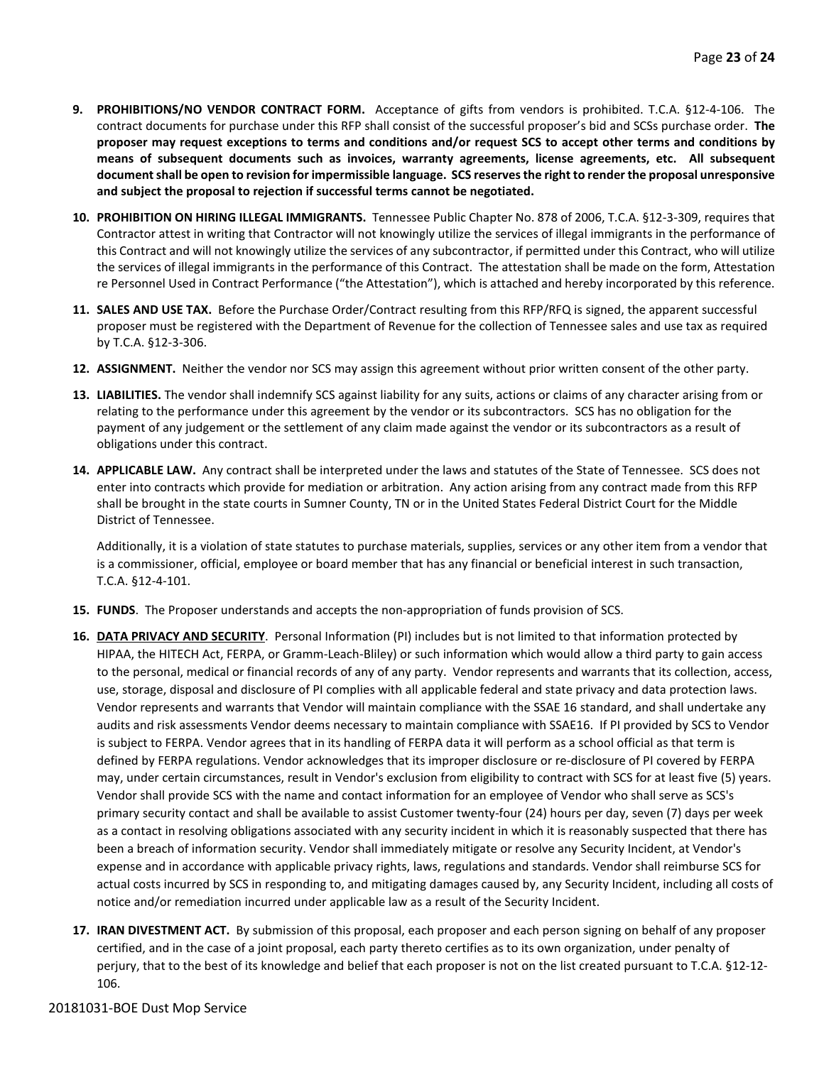9. **PROHIBITIONS/NO VENDOR CONTRACT FORM.** Acceptance of gifts from vendors is prohibited. T.C.A. §12-4-106. The contract documents for purchase under this RFP shall consist of the successful proposer's bid and SCSs purchase order. **The proposer may request exceptions to terms and conditions and/or request SCS to accept other terms and conditions by means of subsequent documents such as invoices, warranty agreements, license agreements, etc. All subsequent document shall be open to revision for impermissible language. SCS reserves the right to render the proposal unresponsive and subject the proposal to rejection if successful terms cannot be negotiated.**

10. **PROHIBITION ON HIRING ILLEGAL IMMIGRANTS.** Tennessee Public Chapter No. 878 of 2006, T.C.A. §12-3-309, requires that Contractor attest in writing that Contractor will not knowingly utilize the services of illegal immigrants in the performance of this Contract and will not knowingly utilize the services of any subcontractor, if permitted under this Contract, who will utilize the services of illegal immigrants in the performance of this Contract. The attestation shall be made on the form, Attestation re Personnel Used in Contract Performance ("the Attestation"), which is attached and hereby incorporated by this reference.

11. **SALES AND USE TAX.** Before the Purchase Order/Contract resulting from this RFP/RFQ is signed, the apparent successful proposer must be registered with the Department of Revenue for the collection of Tennessee sales and use tax as required by T.C.A. §12-3-306.

12. **ASSIGNMENT.** Neither the vendor nor SCS may assign this agreement without prior written consent of the other party.

13. **LIABILITIES.** The vendor shall indemnify SCS against liability for any suits, actions or claims of any character arising from or relating to the performance under this agreement by the vendor or its subcontractors. SCS has no obligation for the payment of any judgement or the settlement of any claim made against the vendor or its subcontractors as a result of obligations under this contract.

14. **APPLICABLE LAW.** Any contract shall be interpreted under the laws and statutes of the State of Tennessee. SCS does not enter into contracts which provide for mediation or arbitration. Any action arising from any contract made from this RFP shall be brought in the state courts in Sumner County, TN or in the United States Federal District Court for the Middle District of Tennessee.

    Additionally, it is a violation of state statutes to purchase materials, supplies, services or any other item from a vendor that is a commissioner, official, employee or board member that has any financial or beneficial interest in such transaction, T.C.A. §12-4-101.

15. **FUNDS**. The Proposer understands and accepts the non-appropriation of funds provision of SCS.

16. **DATA PRIVACY AND SECURITY**. Personal Information (PI) includes but is not limited to that information protected by HIPAA, the HITECH Act, FERPA, or Gramm-Leach-Bliley) or such information which would allow a third party to gain access to the personal, medical or financial records of any of any party. Vendor represents and warrants that its collection, access, use, storage, disposal and disclosure of PI complies with all applicable federal and state privacy and data protection laws. Vendor represents and warrants that Vendor will maintain compliance with the SSAE 16 standard, and shall undertake any audits and risk assessments Vendor deems necessary to maintain compliance with SSAE16. If PI provided by SCS to Vendor is subject to FERPA. Vendor agrees that in its handling of FERPA data it will perform as a school official as that term is defined by FERPA regulations. Vendor acknowledges that its improper disclosure or re-disclosure of PI covered by FERPA may, under certain circumstances, result in Vendor's exclusion from eligibility to contract with SCS for at least five (5) years. Vendor shall provide SCS with the name and contact information for an employee of Vendor who shall serve as SCS's primary security contact and shall be available to assist Customer twenty-four (24) hours per day, seven (7) days per week as a contact in resolving obligations associated with any security incident in which it is reasonably suspected that there has been a breach of information security. Vendor shall immediately mitigate or resolve any Security Incident, at Vendor's expense and in accordance with applicable privacy rights, laws, regulations and standards. Vendor shall reimburse SCS for actual costs incurred by SCS in responding to, and mitigating damages caused by, any Security Incident, including all costs of notice and/or remediation incurred under applicable law as a result of the Security Incident.

17. **IRAN DIVESTMENT ACT.** By submission of this proposal, each proposer and each person signing on behalf of any proposer certified, and in the case of a joint proposal, each party thereto certifies as to its own organization, under penalty of perjury, that to the best of its knowledge and belief that each proposer is not on the list created pursuant to T.C.A. §12-12-106.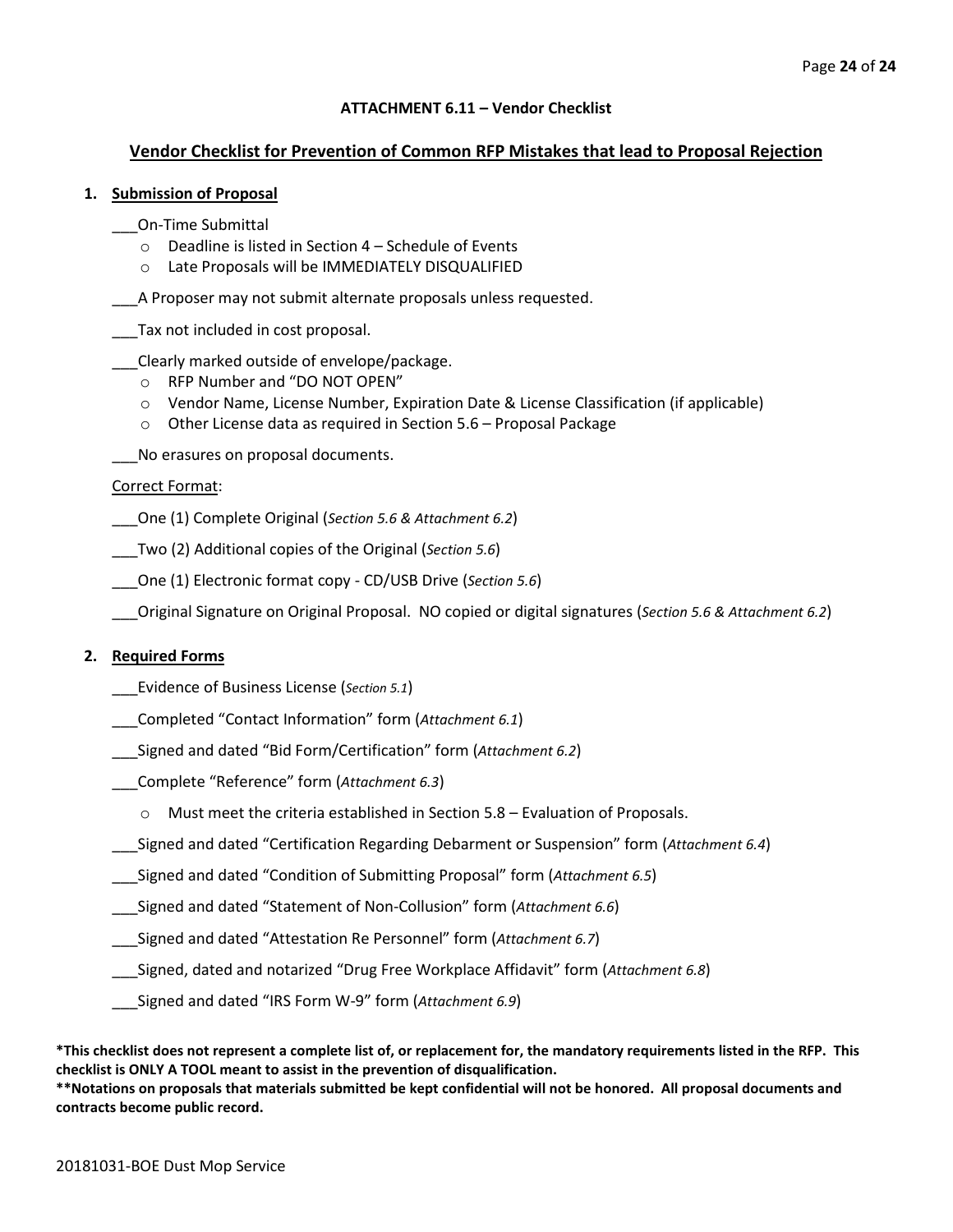### ATTACHMENT 6.11 – Vendor Checklist

## Vendor Checklist for Prevention of Common RFP Mistakes that lead to Proposal Rejection

1. **Submission of Proposal**

___On-Time Submittal
- Deadline is listed in Section 4 – Schedule of Events
- Late Proposals will be IMMEDIATELY DISQUALIFIED

___A Proposer may not submit alternate proposals unless requested.

___Tax not included in cost proposal.

___Clearly marked outside of envelope/package.
- RFP Number and "DO NOT OPEN"
- Vendor Name, License Number, Expiration Date & License Classification (if applicable)
- Other License data as required in Section 5.6 – Proposal Package

___No erasures on proposal documents.

Correct Format:

___One (1) Complete Original (*Section 5.6 & Attachment 6.2*)

___Two (2) Additional copies of the Original (*Section 5.6*)

___One (1) Electronic format copy - CD/USB Drive (*Section 5.6*)

___Original Signature on Original Proposal. NO copied or digital signatures (*Section 5.6 & Attachment 6.2*)

2. **Required Forms**

___Evidence of Business License (*Section 5.1*)

___Completed "Contact Information" form (*Attachment 6.1*)

___Signed and dated "Bid Form/Certification" form (*Attachment 6.2*)

___Complete "Reference" form (*Attachment 6.3*)
- Must meet the criteria established in Section 5.8 – Evaluation of Proposals.

___Signed and dated "Certification Regarding Debarment or Suspension" form (*Attachment 6.4*)

___Signed and dated "Condition of Submitting Proposal" form (*Attachment 6.5*)

___Signed and dated "Statement of Non-Collusion" form (*Attachment 6.6*)

___Signed and dated "Attestation Re Personnel" form (*Attachment 6.7*)

___Signed, dated and notarized "Drug Free Workplace Affidavit" form (*Attachment 6.8*)

___Signed and dated "IRS Form W-9" form (*Attachment 6.9*)

**\*This checklist does not represent a complete list of, or replacement for, the mandatory requirements listed in the RFP. This checklist is ONLY A TOOL meant to assist in the prevention of disqualification.**

**\*\*Notations on proposals that materials submitted be kept confidential will not be honored. All proposal documents and contracts become public record.**

20181031-BOE Dust Mop Service